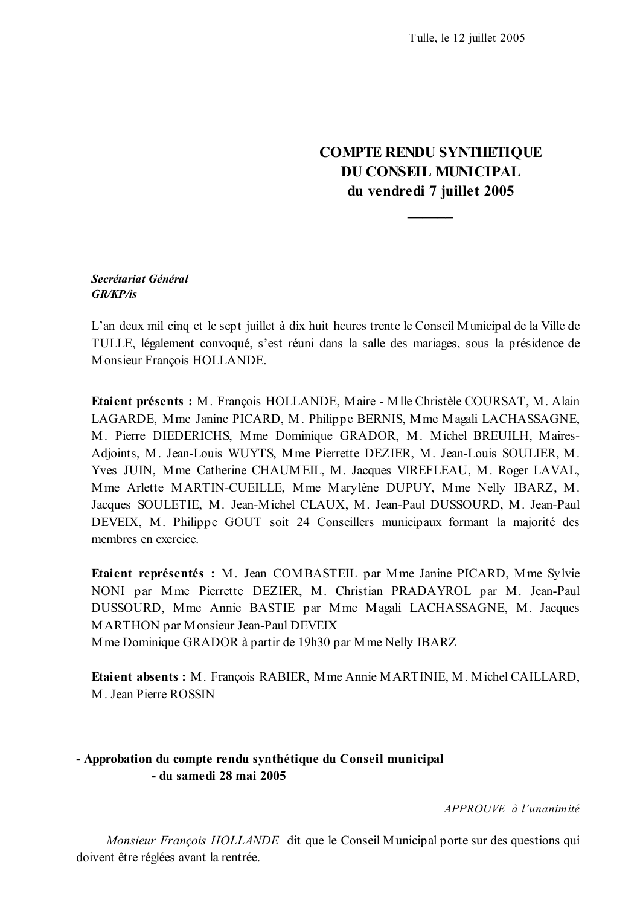Tulle, le 12 juillet 2005

# COMPTE RENDU SYNTHETIQUE DU CONSEIL MUNICIPAL du vendredi 7 juillet 2005

***Secrétariat Général***
***GR/KP/is***

L'an deux mil cinq et le sept juillet à dix huit heures trente le Conseil Municipal de la Ville de TULLE, légalement convoqué, s'est réuni dans la salle des mariages, sous la présidence de Monsieur François HOLLANDE.

**Etaient présents :** M. François HOLLANDE, Maire - Mlle Christèle COURSAT, M. Alain LAGARDE, Mme Janine PICARD, M. Philippe BERNIS, Mme Magali LACHASSAGNE, M. Pierre DIEDERICHS, Mme Dominique GRADOR, M. Michel BREUILH, Maires-Adjoints, M. Jean-Louis WUYTS, Mme Pierrette DEZIER, M. Jean-Louis SOULIER, M. Yves JUIN, Mme Catherine CHAUMEIL, M. Jacques VIREFLEAU, M. Roger LAVAL, Mme Arlette MARTIN-CUEILLE, Mme Marylène DUPUY, Mme Nelly IBARZ, M. Jacques SOULETIE, M. Jean-Michel CLAUX, M. Jean-Paul DUSSOURD, M. Jean-Paul DEVEIX, M. Philippe GOUT soit 24 Conseillers municipaux formant la majorité des membres en exercice.

**Etaient représentés :** M. Jean COMBASTEIL par Mme Janine PICARD, Mme Sylvie NONI par Mme Pierrette DEZIER, M. Christian PRADAYROL par M. Jean-Paul DUSSOURD, Mme Annie BASTIE par Mme Magali LACHASSAGNE, M. Jacques MARTHON par Monsieur Jean-Paul DEVEIX
Mme Dominique GRADOR à partir de 19h30 par Mme Nelly IBARZ

**Etaient absents :** M. François RABIER, Mme Annie MARTINIE, M. Michel CAILLARD, M. Jean Pierre ROSSIN

---

**- Approbation du compte rendu synthétique du Conseil municipal - du samedi 28 mai 2005**

*APPROUVE à l'unanimité*

*Monsieur François HOLLANDE* dit que le Conseil Municipal porte sur des questions qui doivent être réglées avant la rentrée.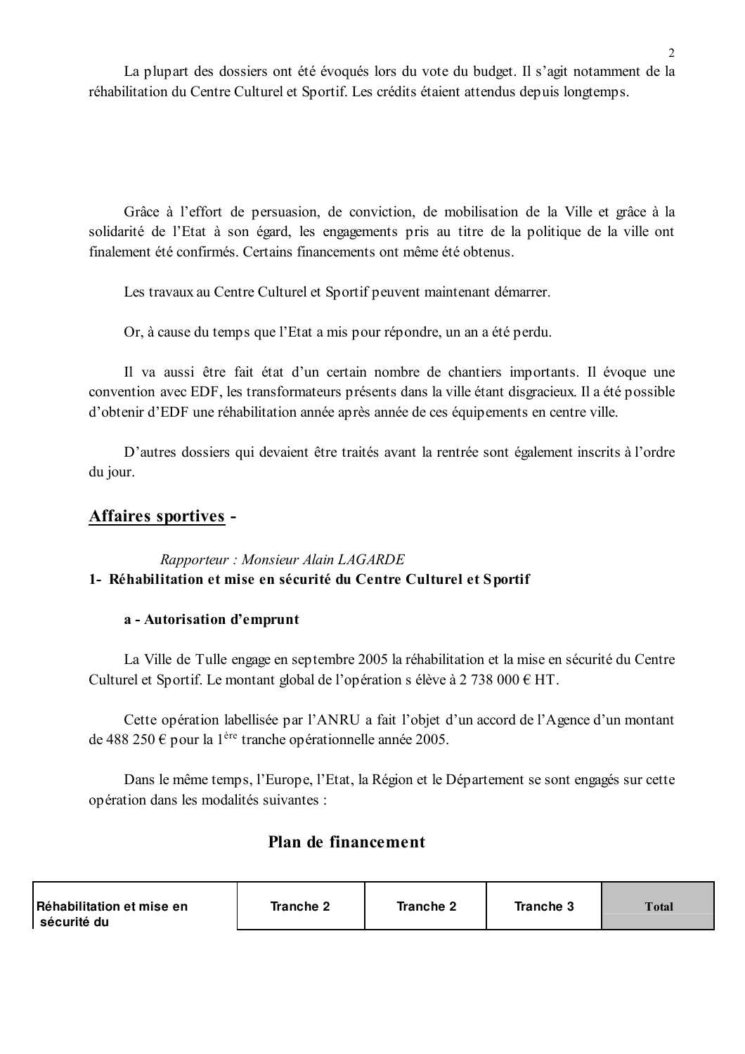La plupart des dossiers ont été évoqués lors du vote du budget. Il s'agit notamment de la réhabilitation du Centre Culturel et Sportif. Les crédits étaient attendus depuis longtemps.

Grâce à l'effort de persuasion, de conviction, de mobilisation de la Ville et grâce à la solidarité de l'Etat à son égard, les engagements pris au titre de la politique de la ville ont finalement été confirmés. Certains financements ont même été obtenus.

Les travaux au Centre Culturel et Sportif peuvent maintenant démarrer.

Or, à cause du temps que l'Etat a mis pour répondre, un an a été perdu.

Il va aussi être fait état d'un certain nombre de chantiers importants. Il évoque une convention avec EDF, les transformateurs présents dans la ville étant disgracieux. Il a été possible d'obtenir d'EDF une réhabilitation année après année de ces équipements en centre ville.

D'autres dossiers qui devaient être traités avant la rentrée sont également inscrits à l'ordre du jour.

## Affaires sportives -

*Rapporteur : Monsieur Alain LAGARDE*

**1- Réhabilitation et mise en sécurité du Centre Culturel et Sportif**

**a - Autorisation d'emprunt**

La Ville de Tulle engage en septembre 2005 la réhabilitation et la mise en sécurité du Centre Culturel et Sportif. Le montant global de l'opération s élève à 2 738 000 € HT.

Cette opération labellisée par l'ANRU a fait l'objet d'un accord de l'Agence d'un montant de 488 250 € pour la 1ère tranche opérationnelle année 2005.

Dans le même temps, l'Europe, l'Etat, la Région et le Département se sont engagés sur cette opération dans les modalités suivantes :

### Plan de financement

| Réhabilitation et mise en sécurité du | Tranche 2 | Tranche 2 | Tranche 3 | Total |
|---|---|---|---|---|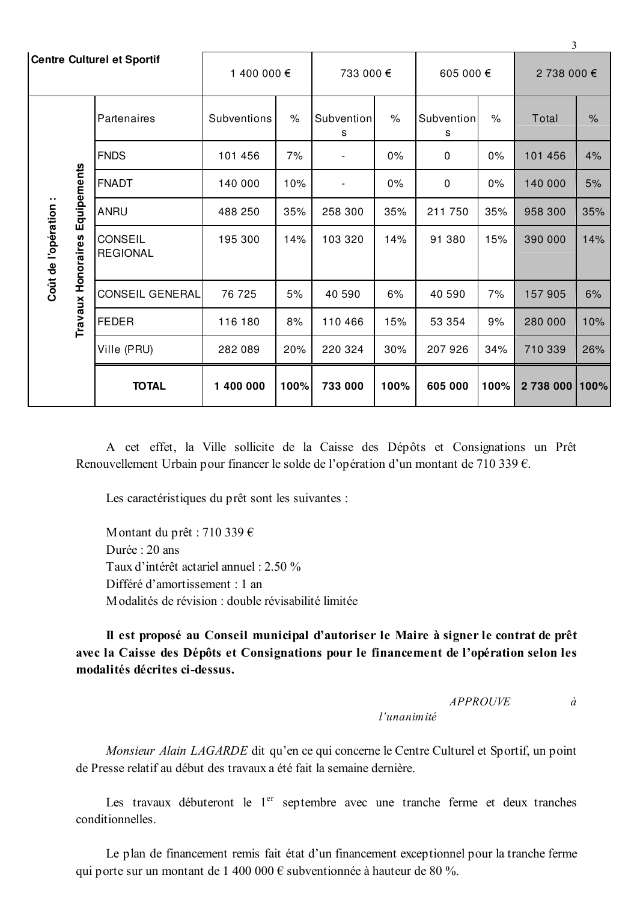| Centre Culturel et Sportif | | 1 400 000 € | | 733 000 € | | 605 000 € | | 2 738 000 € | |
|---|---|---|---|---|---|---|---|---|---|
| Coût de l'opération : | Travaux Honoraires Equipements | | | | | | | | |
| | Partenaires | Subventions | % | Subventions | % | Subventions | % | Total | % |
| | FNDS | 101 456 | 7% | - | 0% | 0 | 0% | 101 456 | 4% |
| | FNADT | 140 000 | 10% | - | 0% | 0 | 0% | 140 000 | 5% |
| | ANRU | 488 250 | 35% | 258 300 | 35% | 211 750 | 35% | 958 300 | 35% |
| | CONSEIL REGIONAL | 195 300 | 14% | 103 320 | 14% | 91 380 | 15% | 390 000 | 14% |
| | CONSEIL GENERAL | 76 725 | 5% | 40 590 | 6% | 40 590 | 7% | 157 905 | 6% |
| | FEDER | 116 180 | 8% | 110 466 | 15% | 53 354 | 9% | 280 000 | 10% |
| | Ville (PRU) | 282 089 | 20% | 220 324 | 30% | 207 926 | 34% | 710 339 | 26% |
| | **TOTAL** | **1 400 000** | **100%** | **733 000** | **100%** | **605 000** | **100%** | **2 738 000** | **100%** |

A cet effet, la Ville sollicite de la Caisse des Dépôts et Consignations un Prêt Renouvellement Urbain pour financer le solde de l'opération d'un montant de 710 339 €.

Les caractéristiques du prêt sont les suivantes :

Montant du prêt : 710 339 €
Durée : 20 ans
Taux d'intérêt actariel annuel : 2.50 %
Différé d'amortissement : 1 an
Modalités de révision : double révisabilité limitée

**Il est proposé au Conseil municipal d'autoriser le Maire à signer le contrat de prêt avec la Caisse des Dépôts et Consignations pour le financement de l'opération selon les modalités décrites ci-dessus.**

*APPROUVE à l'unanimité*

*Monsieur Alain LAGARDE* dit qu'en ce qui concerne le Centre Culturel et Sportif, un point de Presse relatif au début des travaux a été fait la semaine dernière.

Les travaux débuteront le 1er septembre avec une tranche ferme et deux tranches conditionnelles.

Le plan de financement remis fait état d'un financement exceptionnel pour la tranche ferme qui porte sur un montant de 1 400 000 € subventionnée à hauteur de 80 %.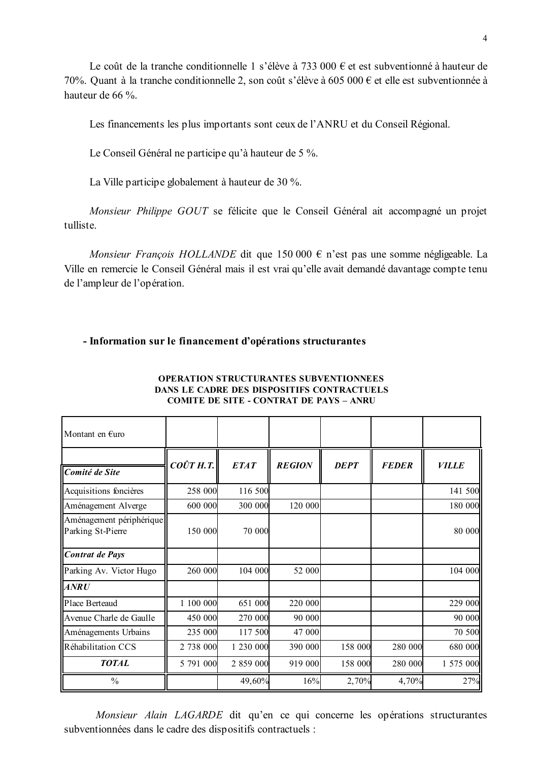Le coût de la tranche conditionnelle 1 s'élève à 733 000 € et est subventionné à hauteur de 70%. Quant à la tranche conditionnelle 2, son coût s'élève à 605 000 € et elle est subventionnée à hauteur de 66 %.

Les financements les plus importants sont ceux de l'ANRU et du Conseil Régional.

Le Conseil Général ne participe qu'à hauteur de 5 %.

La Ville participe globalement à hauteur de 30 %.

*Monsieur Philippe GOUT* se félicite que le Conseil Général ait accompagné un projet tulliste.

*Monsieur François HOLLANDE* dit que 150 000 € n'est pas une somme négligeable. La Ville en remercie le Conseil Général mais il est vrai qu'elle avait demandé davantage compte tenu de l'ampleur de l'opération.

**- Information sur le financement d'opérations structurantes**

**OPERATION STRUCTURANTES SUBVENTIONNEES DANS LE CADRE DES DISPOSITIFS CONTRACTUELS COMITE DE SITE - CONTRAT DE PAYS – ANRU**

| Montant en €uro | | | | | | |
|---|---|---|---|---|---|---|
| ***Comité de Site*** | ***COÛT H.T.*** | ***ETAT*** | ***REGION*** | ***DEPT*** | ***FEDER*** | ***VILLE*** |
| Acquisitions foncières | 258 000 | 116 500 | | | | 141 500 |
| Aménagement Alverge | 600 000 | 300 000 | 120 000 | | | 180 000 |
| Aménagement périphérique Parking St-Pierre | 150 000 | 70 000 | | | | 80 000 |
| ***Contrat de Pays*** | | | | | | |
| Parking Av. Victor Hugo | 260 000 | 104 000 | 52 000 | | | 104 000 |
| ***ANRU*** | | | | | | |
| Place Berteaud | 1 100 000 | 651 000 | 220 000 | | | 229 000 |
| Avenue Charle de Gaulle | 450 000 | 270 000 | 90 000 | | | 90 000 |
| Aménagements Urbains | 235 000 | 117 500 | 47 000 | | | 70 500 |
| Réhabilitation CCS | 2 738 000 | 1 230 000 | 390 000 | 158 000 | 280 000 | 680 000 |
| ***TOTAL*** | 5 791 000 | 2 859 000 | 919 000 | 158 000 | 280 000 | 1 575 000 |
| % | | 49,60% | 16% | 2,70% | 4,70% | 27% |

*Monsieur Alain LAGARDE* dit qu'en ce qui concerne les opérations structurantes subventionnées dans le cadre des dispositifs contractuels :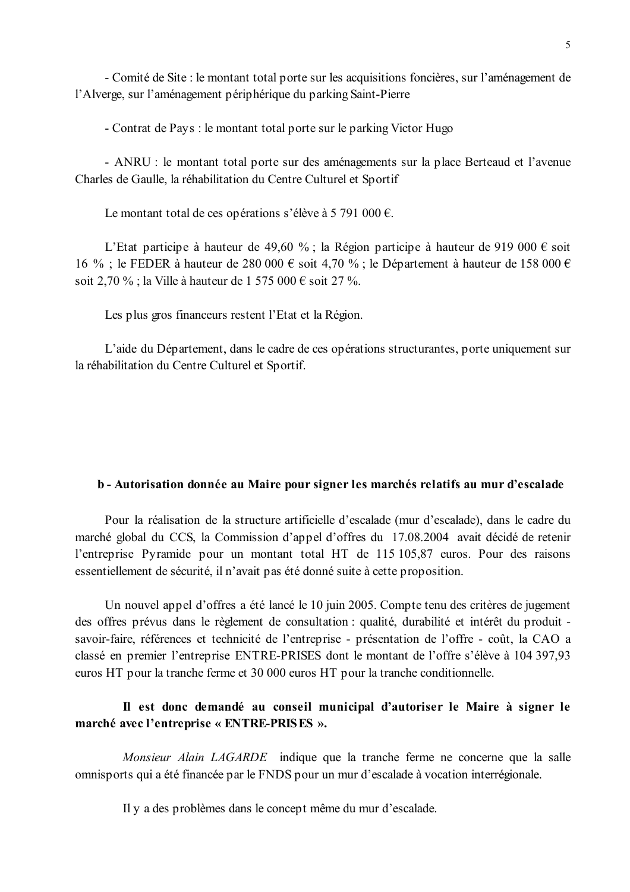- Comité de Site : le montant total porte sur les acquisitions foncières, sur l'aménagement de l'Alverge, sur l'aménagement périphérique du parking Saint-Pierre

- Contrat de Pays : le montant total porte sur le parking Victor Hugo

- ANRU : le montant total porte sur des aménagements sur la place Berteaud et l'avenue Charles de Gaulle, la réhabilitation du Centre Culturel et Sportif

Le montant total de ces opérations s'élève à 5 791 000 €.

L'Etat participe à hauteur de 49,60 % ; la Région participe à hauteur de 919 000 € soit 16 % ; le FEDER à hauteur de 280 000 € soit 4,70 % ; le Département à hauteur de 158 000 € soit 2,70 % ; la Ville à hauteur de 1 575 000 € soit 27 %.

Les plus gros financeurs restent l'Etat et la Région.

L'aide du Département, dans le cadre de ces opérations structurantes, porte uniquement sur la réhabilitation du Centre Culturel et Sportif.

**b - Autorisation donnée au Maire pour signer les marchés relatifs au mur d'escalade**

Pour la réalisation de la structure artificielle d'escalade (mur d'escalade), dans le cadre du marché global du CCS, la Commission d'appel d'offres du 17.08.2004 avait décidé de retenir l'entreprise Pyramide pour un montant total HT de 115 105,87 euros. Pour des raisons essentiellement de sécurité, il n'avait pas été donné suite à cette proposition.

Un nouvel appel d'offres a été lancé le 10 juin 2005. Compte tenu des critères de jugement des offres prévus dans le règlement de consultation : qualité, durabilité et intérêt du produit - savoir-faire, références et technicité de l'entreprise - présentation de l'offre - coût, la CAO a classé en premier l'entreprise ENTRE-PRISES dont le montant de l'offre s'élève à 104 397,93 euros HT pour la tranche ferme et 30 000 euros HT pour la tranche conditionnelle.

**Il est donc demandé au conseil municipal d'autoriser le Maire à signer le marché avec l'entreprise « ENTRE-PRISES ».**

*Monsieur Alain LAGARDE* indique que la tranche ferme ne concerne que la salle omnisports qui a été financée par le FNDS pour un mur d'escalade à vocation interrégionale.

Il y a des problèmes dans le concept même du mur d'escalade.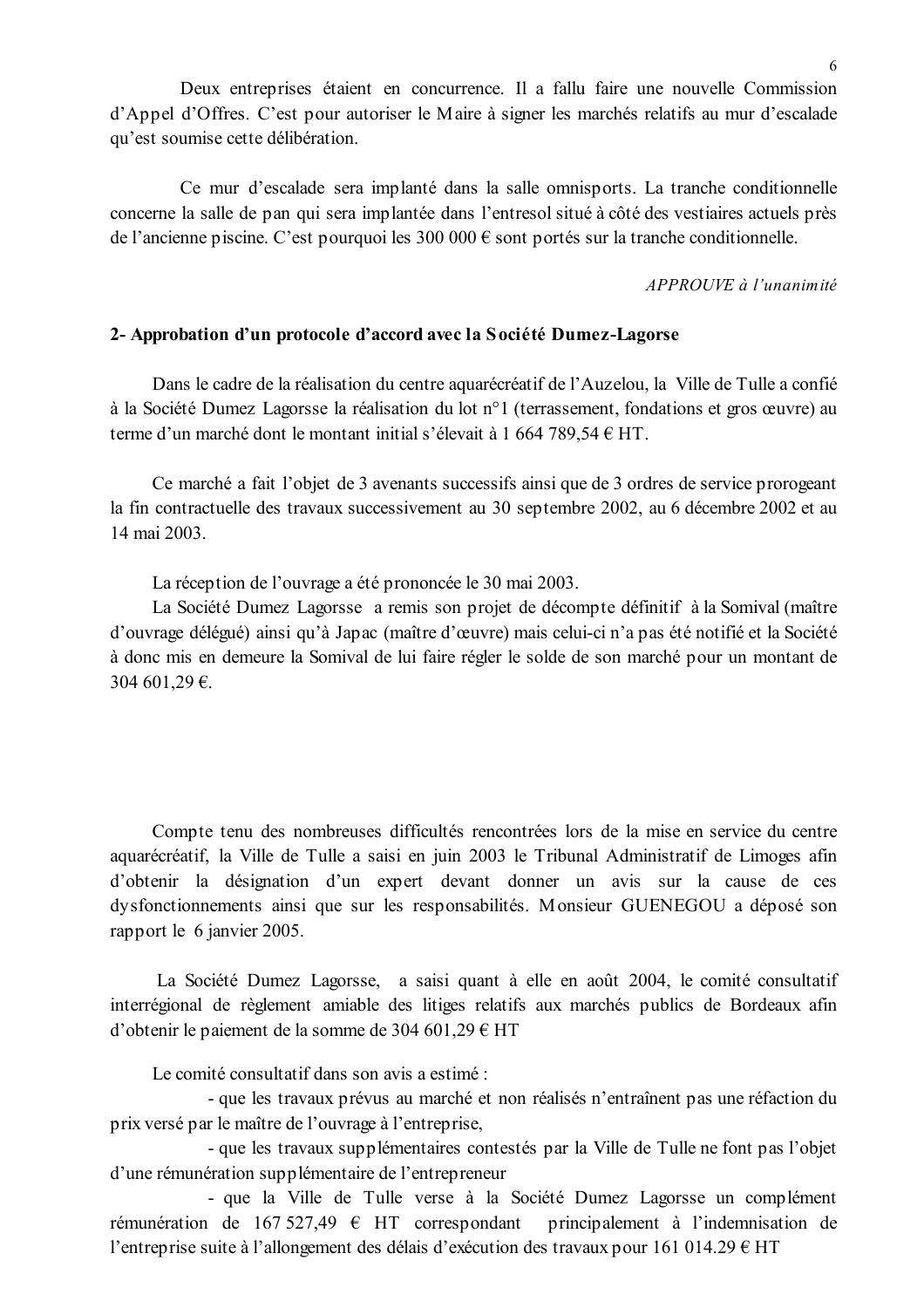Deux entreprises étaient en concurrence. Il a fallu faire une nouvelle Commission d'Appel d'Offres. C'est pour autoriser le Maire à signer les marchés relatifs au mur d'escalade qu'est soumise cette délibération.

Ce mur d'escalade sera implanté dans la salle omnisports. La tranche conditionnelle concerne la salle de pan qui sera implantée dans l'entresol situé à côté des vestiaires actuels près de l'ancienne piscine. C'est pourquoi les 300 000 € sont portés sur la tranche conditionnelle.

*APPROUVE à l'unanimité*

**2- Approbation d'un protocole d'accord avec la Société Dumez-Lagorse**

Dans le cadre de la réalisation du centre aquarécréatif de l'Auzelou, la Ville de Tulle a confié à la Société Dumez Lagorsse la réalisation du lot n°1 (terrassement, fondations et gros œuvre) au terme d'un marché dont le montant initial s'élevait à 1 664 789,54 € HT.

Ce marché a fait l'objet de 3 avenants successifs ainsi que de 3 ordres de service prorogeant la fin contractuelle des travaux successivement au 30 septembre 2002, au 6 décembre 2002 et au 14 mai 2003.

La réception de l'ouvrage a été prononcée le 30 mai 2003.

La Société Dumez Lagorsse a remis son projet de décompte définitif à la Somival (maître d'ouvrage délégué) ainsi qu'à Japac (maître d'œuvre) mais celui-ci n'a pas été notifié et la Société à donc mis en demeure la Somival de lui faire régler le solde de son marché pour un montant de 304 601,29 €.

Compte tenu des nombreuses difficultés rencontrées lors de la mise en service du centre aquarécréatif, la Ville de Tulle a saisi en juin 2003 le Tribunal Administratif de Limoges afin d'obtenir la désignation d'un expert devant donner un avis sur la cause de ces dysfonctionnements ainsi que sur les responsabilités. Monsieur GUENEGOU a déposé son rapport le 6 janvier 2005.

La Société Dumez Lagorsse, a saisi quant à elle en août 2004, le comité consultatif interrégional de règlement amiable des litiges relatifs aux marchés publics de Bordeaux afin d'obtenir le paiement de la somme de 304 601,29 € HT

Le comité consultatif dans son avis a estimé :

- que les travaux prévus au marché et non réalisés n'entraînent pas une réfaction du prix versé par le maître de l'ouvrage à l'entreprise,
- que les travaux supplémentaires contestés par la Ville de Tulle ne font pas l'objet d'une rémunération supplémentaire de l'entrepreneur
- que la Ville de Tulle verse à la Société Dumez Lagorsse un complément rémunération de 167 527,49 € HT correspondant principalement à l'indemnisation de l'entreprise suite à l'allongement des délais d'exécution des travaux pour 161 014.29 € HT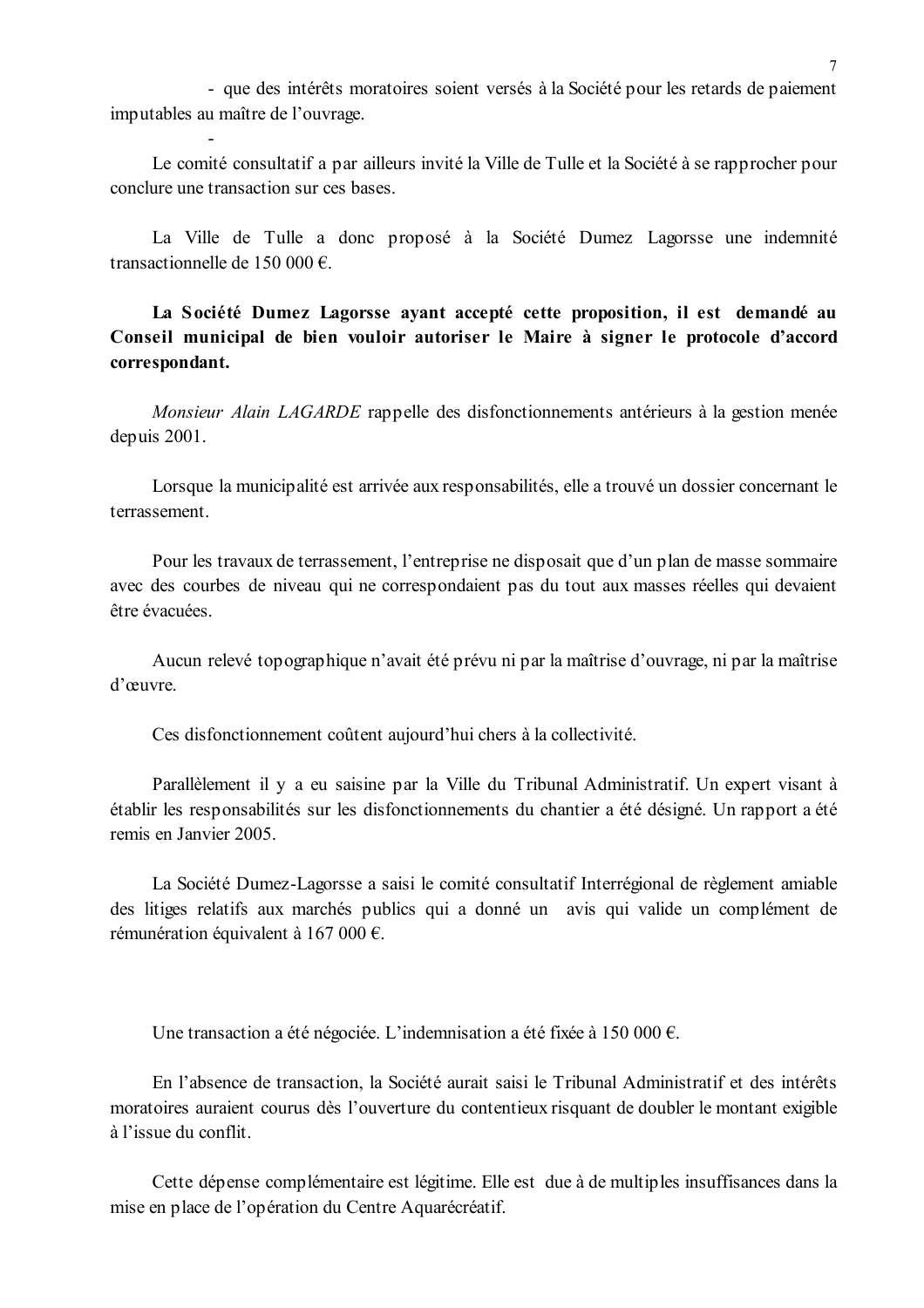- que des intérêts moratoires soient versés à la Société pour les retards de paiement imputables au maître de l'ouvrage.

-

Le comité consultatif a par ailleurs invité la Ville de Tulle et la Société à se rapprocher pour conclure une transaction sur ces bases.

La Ville de Tulle a donc proposé à la Société Dumez Lagorsse une indemnité transactionnelle de 150 000 €.

**La Société Dumez Lagorsse ayant accepté cette proposition, il est demandé au Conseil municipal de bien vouloir autoriser le Maire à signer le protocole d'accord correspondant.**

*Monsieur Alain LAGARDE* rappelle des disfonctionnements antérieurs à la gestion menée depuis 2001.

Lorsque la municipalité est arrivée aux responsabilités, elle a trouvé un dossier concernant le terrassement.

Pour les travaux de terrassement, l'entreprise ne disposait que d'un plan de masse sommaire avec des courbes de niveau qui ne correspondaient pas du tout aux masses réelles qui devaient être évacuées.

Aucun relevé topographique n'avait été prévu ni par la maîtrise d'ouvrage, ni par la maîtrise d'œuvre.

Ces disfonctionnement coûtent aujourd'hui chers à la collectivité.

Parallèlement il y a eu saisine par la Ville du Tribunal Administratif. Un expert visant à établir les responsabilités sur les disfonctionnements du chantier a été désigné. Un rapport a été remis en Janvier 2005.

La Société Dumez-Lagorsse a saisi le comité consultatif Interrégional de règlement amiable des litiges relatifs aux marchés publics qui a donné un avis qui valide un complément de rémunération équivalent à 167 000 €.

Une transaction a été négociée. L'indemnisation a été fixée à 150 000 €.

En l'absence de transaction, la Société aurait saisi le Tribunal Administratif et des intérêts moratoires auraient courus dès l'ouverture du contentieux risquant de doubler le montant exigible à l'issue du conflit.

Cette dépense complémentaire est légitime. Elle est due à de multiples insuffisances dans la mise en place de l'opération du Centre Aquarécréatif.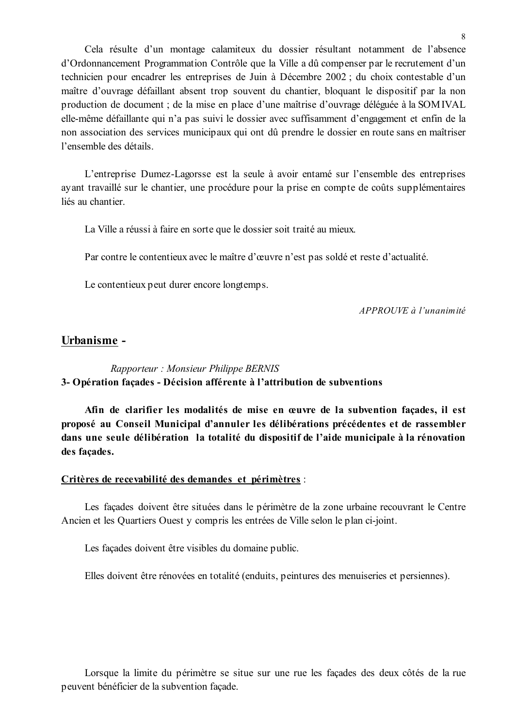Cela résulte d'un montage calamiteux du dossier résultant notamment de l'absence d'Ordonnancement Programmation Contrôle que la Ville a dû compenser par le recrutement d'un technicien pour encadrer les entreprises de Juin à Décembre 2002 ; du choix contestable d'un maître d'ouvrage défaillant absent trop souvent du chantier, bloquant le dispositif par la non production de document ; de la mise en place d'une maîtrise d'ouvrage déléguée à la SOMIVAL elle-même défaillante qui n'a pas suivi le dossier avec suffisamment d'engagement et enfin de la non association des services municipaux qui ont dû prendre le dossier en route sans en maîtriser l'ensemble des détails.

L'entreprise Dumez-Lagorsse est la seule à avoir entamé sur l'ensemble des entreprises ayant travaillé sur le chantier, une procédure pour la prise en compte de coûts supplémentaires liés au chantier.

La Ville a réussi à faire en sorte que le dossier soit traité au mieux.

Par contre le contentieux avec le maître d'œuvre n'est pas soldé et reste d'actualité.

Le contentieux peut durer encore longtemps.

*APPROUVE à l'unanimité*

## Urbanisme -

*Rapporteur : Monsieur Philippe BERNIS*

**3- Opération façades - Décision afférente à l'attribution de subventions**

**Afin de clarifier les modalités de mise en œuvre de la subvention façades, il est proposé au Conseil Municipal d'annuler les délibérations précédentes et de rassembler dans une seule délibération la totalité du dispositif de l'aide municipale à la rénovation des façades.**

**Critères de recevabilité des demandes et périmètres** :

Les façades doivent être situées dans le périmètre de la zone urbaine recouvrant le Centre Ancien et les Quartiers Ouest y compris les entrées de Ville selon le plan ci-joint.

Les façades doivent être visibles du domaine public.

Elles doivent être rénovées en totalité (enduits, peintures des menuiseries et persiennes).

Lorsque la limite du périmètre se situe sur une rue les façades des deux côtés de la rue peuvent bénéficier de la subvention façade.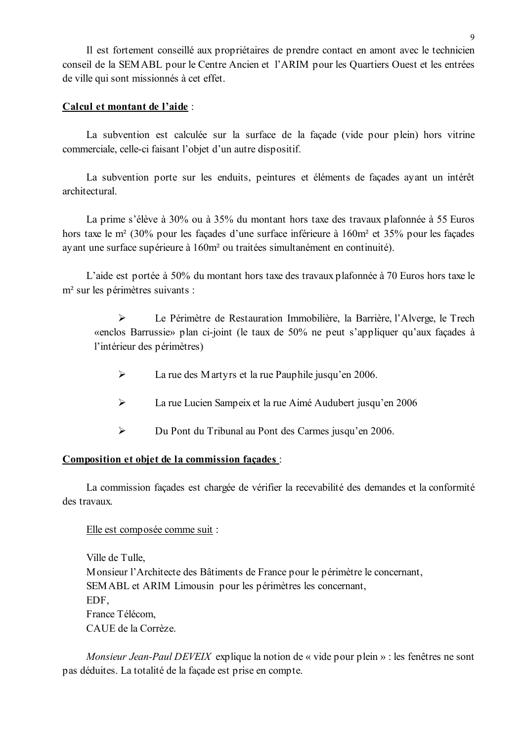Il est fortement conseillé aux propriétaires de prendre contact en amont avec le technicien conseil de la SEMABL pour le Centre Ancien et l'ARIM pour les Quartiers Ouest et les entrées de ville qui sont missionnés à cet effet.

**<u>Calcul et montant de l'aide</u>** :

La subvention est calculée sur la surface de la façade (vide pour plein) hors vitrine commerciale, celle-ci faisant l'objet d'un autre dispositif.

La subvention porte sur les enduits, peintures et éléments de façades ayant un intérêt architectural.

La prime s'élève à 30% ou à 35% du montant hors taxe des travaux plafonnée à 55 Euros hors taxe le m² (30% pour les façades d'une surface inférieure à 160m² et 35% pour les façades ayant une surface supérieure à 160m² ou traitées simultanément en continuité).

L'aide est portée à 50% du montant hors taxe des travaux plafonnée à 70 Euros hors taxe le m² sur les périmètres suivants :

- Le Périmètre de Restauration Immobilière, la Barrière, l'Alverge, le Trech «enclos Barrussie» plan ci-joint (le taux de 50% ne peut s'appliquer qu'aux façades à l'intérieur des périmètres)
- La rue des Martyrs et la rue Pauphile jusqu'en 2006.
- La rue Lucien Sampeix et la rue Aimé Audubert jusqu'en 2006
- Du Pont du Tribunal au Pont des Carmes jusqu'en 2006.

**<u>Composition et objet de la commission façades</u>** :

La commission façades est chargée de vérifier la recevabilité des demandes et la conformité des travaux.

<u>Elle est composée comme suit</u> :

Ville de Tulle,
Monsieur l'Architecte des Bâtiments de France pour le périmètre le concernant,
SEMABL et ARIM Limousin pour les périmètres les concernant,
EDF,
France Télécom,
CAUE de la Corrèze.

*Monsieur Jean-Paul DEVEIX* explique la notion de « vide pour plein » : les fenêtres ne sont pas déduites. La totalité de la façade est prise en compte.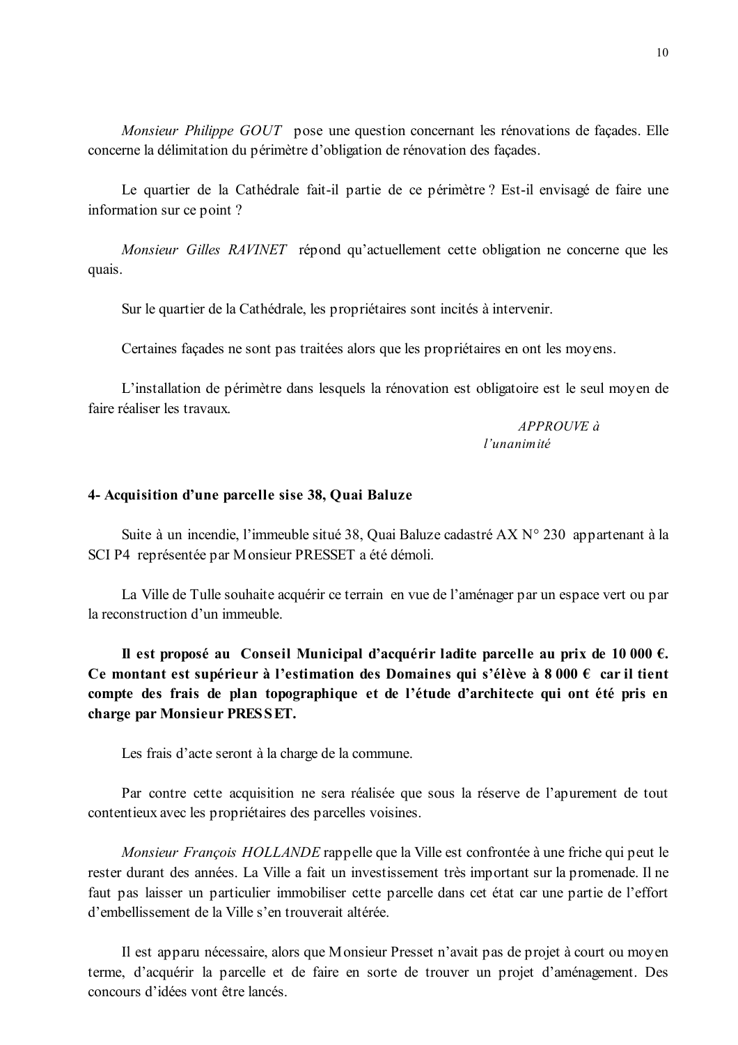*Monsieur Philippe GOUT* pose une question concernant les rénovations de façades. Elle concerne la délimitation du périmètre d'obligation de rénovation des façades.

Le quartier de la Cathédrale fait-il partie de ce périmètre ? Est-il envisagé de faire une information sur ce point ?

*Monsieur Gilles RAVINET* répond qu'actuellement cette obligation ne concerne que les quais.

Sur le quartier de la Cathédrale, les propriétaires sont incités à intervenir.

Certaines façades ne sont pas traitées alors que les propriétaires en ont les moyens.

L'installation de périmètre dans lesquels la rénovation est obligatoire est le seul moyen de faire réaliser les travaux.

*APPROUVE à l'unanimité*

**4- Acquisition d'une parcelle sise 38, Quai Baluze**

Suite à un incendie, l'immeuble situé 38, Quai Baluze cadastré AX N° 230 appartenant à la SCI P4 représentée par Monsieur PRESSET a été démoli.

La Ville de Tulle souhaite acquérir ce terrain en vue de l'aménager par un espace vert ou par la reconstruction d'un immeuble.

**Il est proposé au Conseil Municipal d'acquérir ladite parcelle au prix de 10 000 €. Ce montant est supérieur à l'estimation des Domaines qui s'élève à 8 000 € car il tient compte des frais de plan topographique et de l'étude d'architecte qui ont été pris en charge par Monsieur PRESSET.**

Les frais d'acte seront à la charge de la commune.

Par contre cette acquisition ne sera réalisée que sous la réserve de l'apurement de tout contentieux avec les propriétaires des parcelles voisines.

*Monsieur François HOLLANDE* rappelle que la Ville est confrontée à une friche qui peut le rester durant des années. La Ville a fait un investissement très important sur la promenade. Il ne faut pas laisser un particulier immobiliser cette parcelle dans cet état car une partie de l'effort d'embellissement de la Ville s'en trouverait altérée.

Il est apparu nécessaire, alors que Monsieur Presset n'avait pas de projet à court ou moyen terme, d'acquérir la parcelle et de faire en sorte de trouver un projet d'aménagement. Des concours d'idées vont être lancés.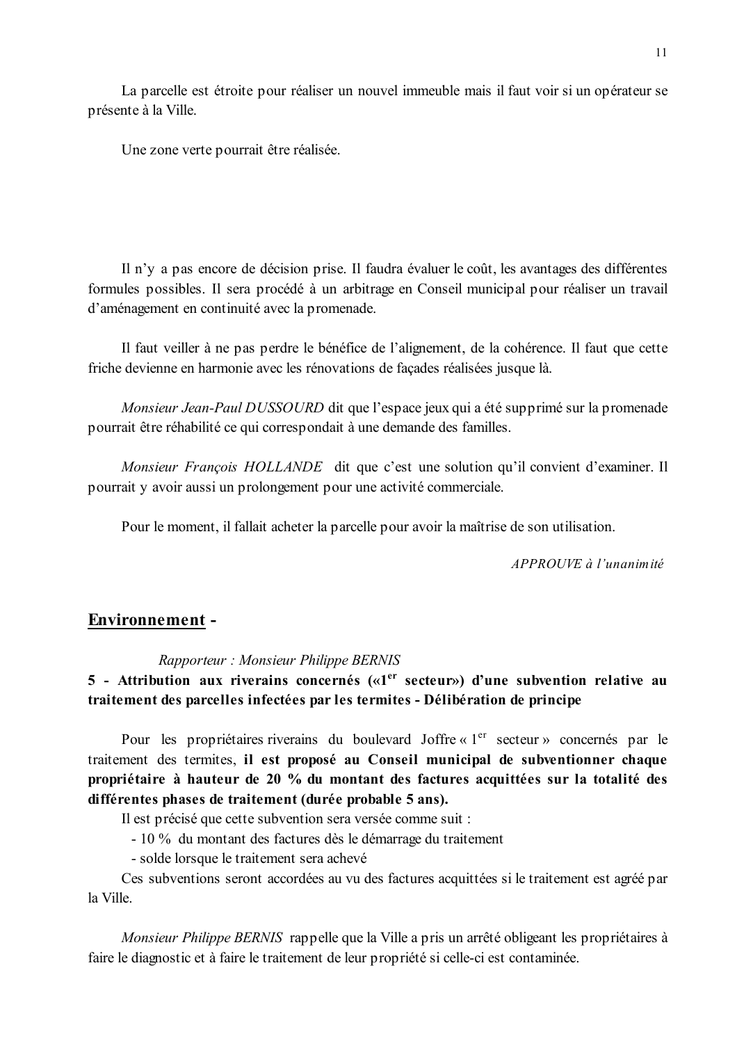La parcelle est étroite pour réaliser un nouvel immeuble mais il faut voir si un opérateur se présente à la Ville.

Une zone verte pourrait être réalisée.

Il n'y a pas encore de décision prise. Il faudra évaluer le coût, les avantages des différentes formules possibles. Il sera procédé à un arbitrage en Conseil municipal pour réaliser un travail d'aménagement en continuité avec la promenade.

Il faut veiller à ne pas perdre le bénéfice de l'alignement, de la cohérence. Il faut que cette friche devienne en harmonie avec les rénovations de façades réalisées jusque là.

*Monsieur Jean-Paul DUSSOURD* dit que l'espace jeux qui a été supprimé sur la promenade pourrait être réhabilité ce qui correspondait à une demande des familles.

*Monsieur François HOLLANDE* dit que c'est une solution qu'il convient d'examiner. Il pourrait y avoir aussi un prolongement pour une activité commerciale.

Pour le moment, il fallait acheter la parcelle pour avoir la maîtrise de son utilisation.

*APPROUVE à l'unanimité*

## Environnement -

*Rapporteur : Monsieur Philippe BERNIS*

**5 - Attribution aux riverains concernés («1^er secteur») d'une subvention relative au traitement des parcelles infectées par les termites - Délibération de principe**

Pour les propriétaires riverains du boulevard Joffre « 1^er secteur » concernés par le traitement des termites, **il est proposé au Conseil municipal de subventionner chaque propriétaire à hauteur de 20 % du montant des factures acquittées sur la totalité des différentes phases de traitement (durée probable 5 ans).**

Il est précisé que cette subvention sera versée comme suit :

- 10 % du montant des factures dès le démarrage du traitement
- solde lorsque le traitement sera achevé

Ces subventions seront accordées au vu des factures acquittées si le traitement est agréé par la Ville.

*Monsieur Philippe BERNIS* rappelle que la Ville a pris un arrêté obligeant les propriétaires à faire le diagnostic et à faire le traitement de leur propriété si celle-ci est contaminée.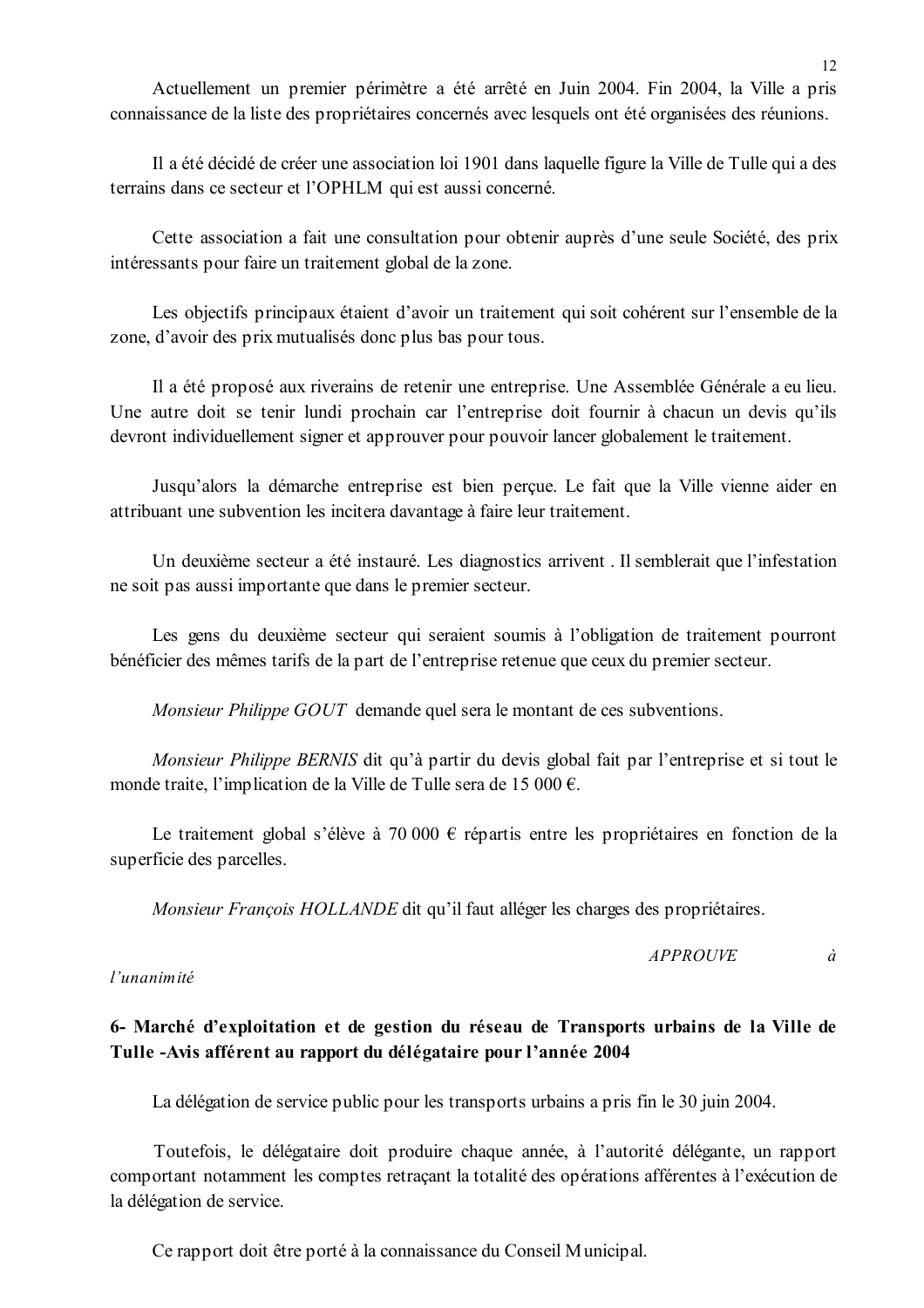Actuellement un premier périmètre a été arrêté en Juin 2004. Fin 2004, la Ville a pris connaissance de la liste des propriétaires concernés avec lesquels ont été organisées des réunions.

Il a été décidé de créer une association loi 1901 dans laquelle figure la Ville de Tulle qui a des terrains dans ce secteur et l'OPHLM qui est aussi concerné.

Cette association a fait une consultation pour obtenir auprès d'une seule Société, des prix intéressants pour faire un traitement global de la zone.

Les objectifs principaux étaient d'avoir un traitement qui soit cohérent sur l'ensemble de la zone, d'avoir des prix mutualisés donc plus bas pour tous.

Il a été proposé aux riverains de retenir une entreprise. Une Assemblée Générale a eu lieu. Une autre doit se tenir lundi prochain car l'entreprise doit fournir à chacun un devis qu'ils devront individuellement signer et approuver pour pouvoir lancer globalement le traitement.

Jusqu'alors la démarche entreprise est bien perçue. Le fait que la Ville vienne aider en attribuant une subvention les incitera davantage à faire leur traitement.

Un deuxième secteur a été instauré. Les diagnostics arrivent . Il semblerait que l'infestation ne soit pas aussi importante que dans le premier secteur.

Les gens du deuxième secteur qui seraient soumis à l'obligation de traitement pourront bénéficier des mêmes tarifs de la part de l'entreprise retenue que ceux du premier secteur.

*Monsieur Philippe GOUT* demande quel sera le montant de ces subventions.

*Monsieur Philippe BERNIS* dit qu'à partir du devis global fait par l'entreprise et si tout le monde traite, l'implication de la Ville de Tulle sera de 15 000 €.

Le traitement global s'élève à 70 000 € répartis entre les propriétaires en fonction de la superficie des parcelles.

*Monsieur François HOLLANDE* dit qu'il faut alléger les charges des propriétaires.

*APPROUVE à l'unanimité*

**6- Marché d'exploitation et de gestion du réseau de Transports urbains de la Ville de Tulle -Avis afférent au rapport du délégataire pour l'année 2004**

La délégation de service public pour les transports urbains a pris fin le 30 juin 2004.

Toutefois, le délégataire doit produire chaque année, à l'autorité délégante, un rapport comportant notamment les comptes retraçant la totalité des opérations afférentes à l'exécution de la délégation de service.

Ce rapport doit être porté à la connaissance du Conseil Municipal.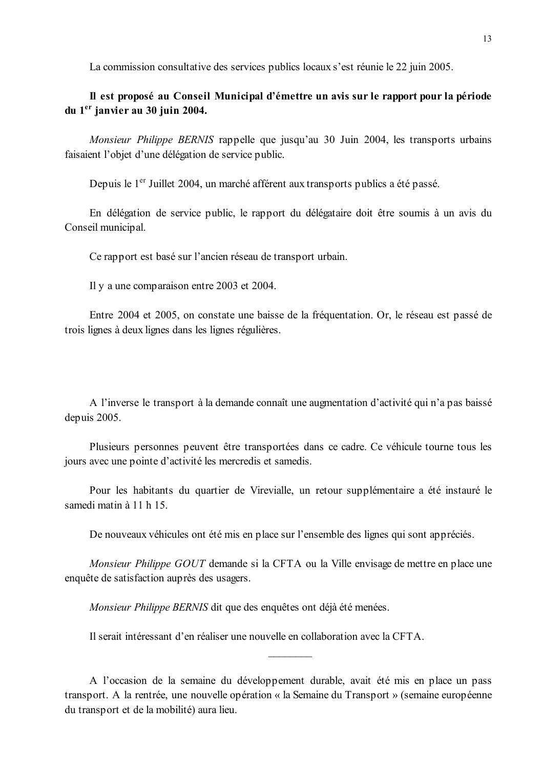La commission consultative des services publics locaux s'est réunie le 22 juin 2005.

**Il est proposé au Conseil Municipal d'émettre un avis sur le rapport pour la période du 1er janvier au 30 juin 2004.**

*Monsieur Philippe BERNIS* rappelle que jusqu'au 30 Juin 2004, les transports urbains faisaient l'objet d'une délégation de service public.

Depuis le 1er Juillet 2004, un marché afférent aux transports publics a été passé.

En délégation de service public, le rapport du délégataire doit être soumis à un avis du Conseil municipal.

Ce rapport est basé sur l'ancien réseau de transport urbain.

Il y a une comparaison entre 2003 et 2004.

Entre 2004 et 2005, on constate une baisse de la fréquentation. Or, le réseau est passé de trois lignes à deux lignes dans les lignes régulières.

A l'inverse le transport à la demande connaît une augmentation d'activité qui n'a pas baissé depuis 2005.

Plusieurs personnes peuvent être transportées dans ce cadre. Ce véhicule tourne tous les jours avec une pointe d'activité les mercredis et samedis.

Pour les habitants du quartier de Virevialle, un retour supplémentaire a été instauré le samedi matin à 11 h 15.

De nouveaux véhicules ont été mis en place sur l'ensemble des lignes qui sont appréciés.

*Monsieur Philippe GOUT* demande si la CFTA ou la Ville envisage de mettre en place une enquête de satisfaction auprès des usagers.

*Monsieur Philippe BERNIS* dit que des enquêtes ont déjà été menées.

Il serait intéressant d'en réaliser une nouvelle en collaboration avec la CFTA.

---

A l'occasion de la semaine du développement durable, avait été mis en place un pass transport. A la rentrée, une nouvelle opération « la Semaine du Transport » (semaine européenne du transport et de la mobilité) aura lieu.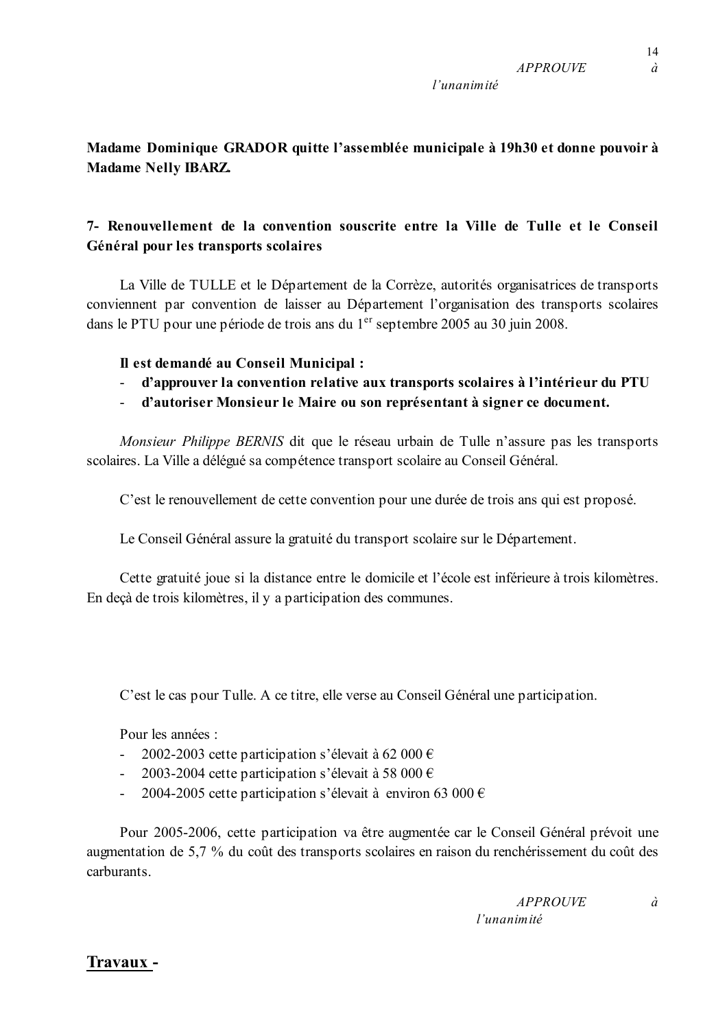*APPROUVE à l'unanimité*

**Madame Dominique GRADOR quitte l'assemblée municipale à 19h30 et donne pouvoir à Madame Nelly IBARZ.**

**7- Renouvellement de la convention souscrite entre la Ville de Tulle et le Conseil Général pour les transports scolaires**

La Ville de TULLE et le Département de la Corrèze, autorités organisatrices de transports conviennent par convention de laisser au Département l'organisation des transports scolaires dans le PTU pour une période de trois ans du 1er septembre 2005 au 30 juin 2008.

**Il est demandé au Conseil Municipal :**

- **d'approuver la convention relative aux transports scolaires à l'intérieur du PTU**
- **d'autoriser Monsieur le Maire ou son représentant à signer ce document.**

*Monsieur Philippe BERNIS* dit que le réseau urbain de Tulle n'assure pas les transports scolaires. La Ville a délégué sa compétence transport scolaire au Conseil Général.

C'est le renouvellement de cette convention pour une durée de trois ans qui est proposé.

Le Conseil Général assure la gratuité du transport scolaire sur le Département.

Cette gratuité joue si la distance entre le domicile et l'école est inférieure à trois kilomètres. En deçà de trois kilomètres, il y a participation des communes.

C'est le cas pour Tulle. A ce titre, elle verse au Conseil Général une participation.

Pour les années :

- 2002-2003 cette participation s'élevait à 62 000 €
- 2003-2004 cette participation s'élevait à 58 000 €
- 2004-2005 cette participation s'élevait à environ 63 000 €

Pour 2005-2006, cette participation va être augmentée car le Conseil Général prévoit une augmentation de 5,7 % du coût des transports scolaires en raison du renchérissement du coût des carburants.

*APPROUVE à l'unanimité*

**Travaux -**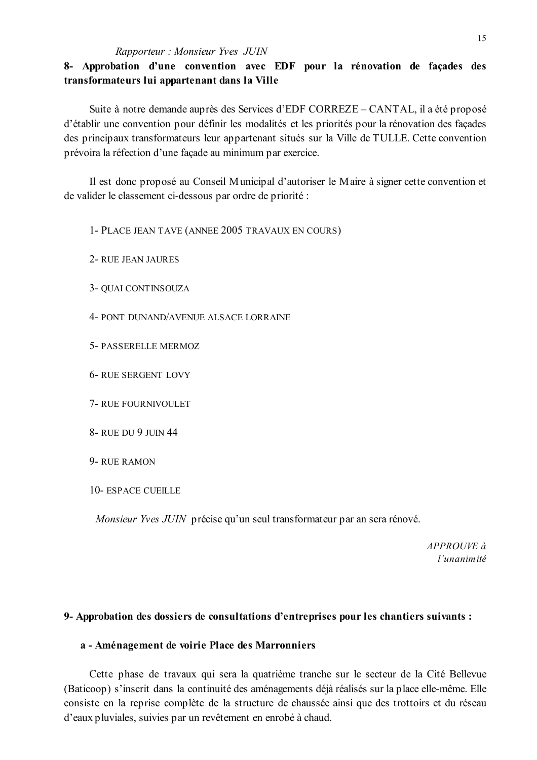*Rapporteur : Monsieur Yves JUIN*

**8- Approbation d'une convention avec EDF pour la rénovation de façades des transformateurs lui appartenant dans la Ville**

Suite à notre demande auprès des Services d'EDF CORREZE – CANTAL, il a été proposé d'établir une convention pour définir les modalités et les priorités pour la rénovation des façades des principaux transformateurs leur appartenant situés sur la Ville de TULLE. Cette convention prévoira la réfection d'une façade au minimum par exercice.

Il est donc proposé au Conseil Municipal d'autoriser le Maire à signer cette convention et de valider le classement ci-dessous par ordre de priorité :

1- PLACE JEAN TAVE (ANNEE 2005 TRAVAUX EN COURS)

2- RUE JEAN JAURES

3- QUAI CONTINSOUZA

4- PONT DUNAND/AVENUE ALSACE LORRAINE

5- PASSERELLE MERMOZ

6- RUE SERGENT LOVY

7- RUE FOURNIVOULET

8- RUE DU 9 JUIN 44

9- RUE RAMON

10- ESPACE CUEILLE

*Monsieur Yves JUIN* précise qu'un seul transformateur par an sera rénové.

*APPROUVE à l'unanimité*

**9- Approbation des dossiers de consultations d'entreprises pour les chantiers suivants :**

**a - Aménagement de voirie Place des Marronniers**

Cette phase de travaux qui sera la quatrième tranche sur le secteur de la Cité Bellevue (Baticoop) s'inscrit dans la continuité des aménagements déjà réalisés sur la place elle-même. Elle consiste en la reprise complète de la structure de chaussée ainsi que des trottoirs et du réseau d'eaux pluviales, suivies par un revêtement en enrobé à chaud.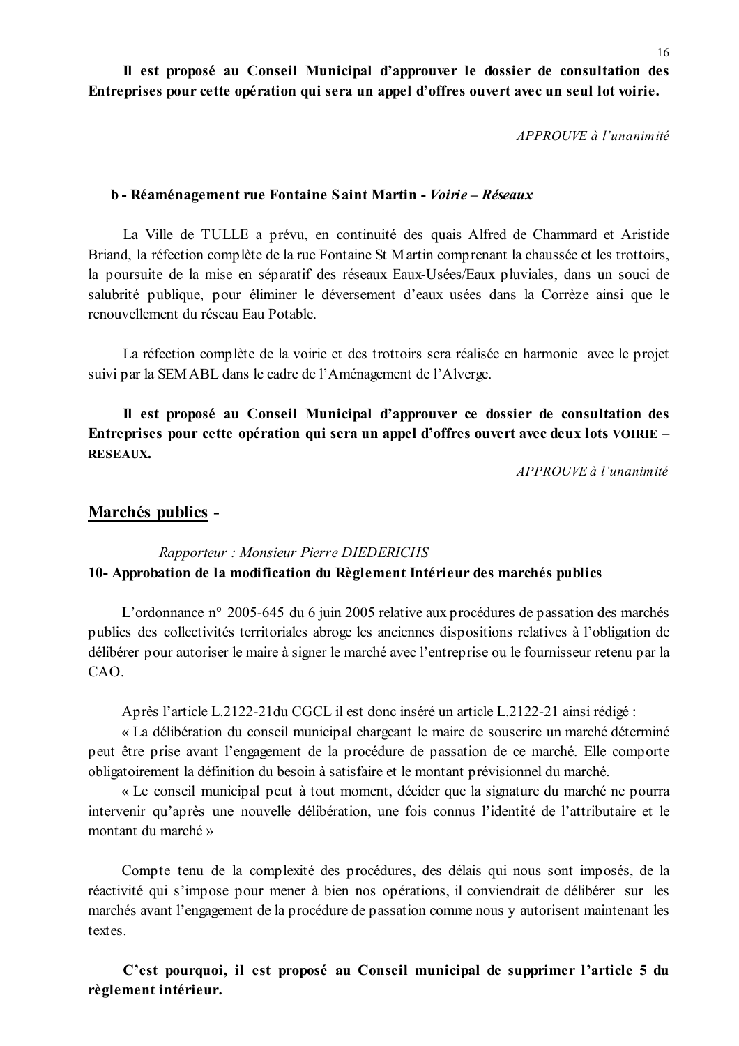**Il est proposé au Conseil Municipal d'approuver le dossier de consultation des Entreprises pour cette opération qui sera un appel d'offres ouvert avec un seul lot voirie.**

*APPROUVE à l'unanimité*

**b - Réaménagement rue Fontaine Saint Martin - *Voirie – Réseaux***

La Ville de TULLE a prévu, en continuité des quais Alfred de Chammard et Aristide Briand, la réfection complète de la rue Fontaine St Martin comprenant la chaussée et les trottoirs, la poursuite de la mise en séparatif des réseaux Eaux-Usées/Eaux pluviales, dans un souci de salubrité publique, pour éliminer le déversement d'eaux usées dans la Corrèze ainsi que le renouvellement du réseau Eau Potable.

La réfection complète de la voirie et des trottoirs sera réalisée en harmonie avec le projet suivi par la SEMABL dans le cadre de l'Aménagement de l'Alverge.

**Il est proposé au Conseil Municipal d'approuver ce dossier de consultation des Entreprises pour cette opération qui sera un appel d'offres ouvert avec deux lots VOIRIE – RESEAUX.**

*APPROUVE à l'unanimité*

## Marchés publics -

*Rapporteur : Monsieur Pierre DIEDERICHS*

### 10- Approbation de la modification du Règlement Intérieur des marchés publics

L'ordonnance n° 2005-645 du 6 juin 2005 relative aux procédures de passation des marchés publics des collectivités territoriales abroge les anciennes dispositions relatives à l'obligation de délibérer pour autoriser le maire à signer le marché avec l'entreprise ou le fournisseur retenu par la CAO.

Après l'article L.2122-21du CGCL il est donc inséré un article L.2122-21 ainsi rédigé :

« La délibération du conseil municipal chargeant le maire de souscrire un marché déterminé peut être prise avant l'engagement de la procédure de passation de ce marché. Elle comporte obligatoirement la définition du besoin à satisfaire et le montant prévisionnel du marché.

« Le conseil municipal peut à tout moment, décider que la signature du marché ne pourra intervenir qu'après une nouvelle délibération, une fois connus l'identité de l'attributaire et le montant du marché »

Compte tenu de la complexité des procédures, des délais qui nous sont imposés, de la réactivité qui s'impose pour mener à bien nos opérations, il conviendrait de délibérer sur les marchés avant l'engagement de la procédure de passation comme nous y autorisent maintenant les textes.

**C'est pourquoi, il est proposé au Conseil municipal de supprimer l'article 5 du règlement intérieur.**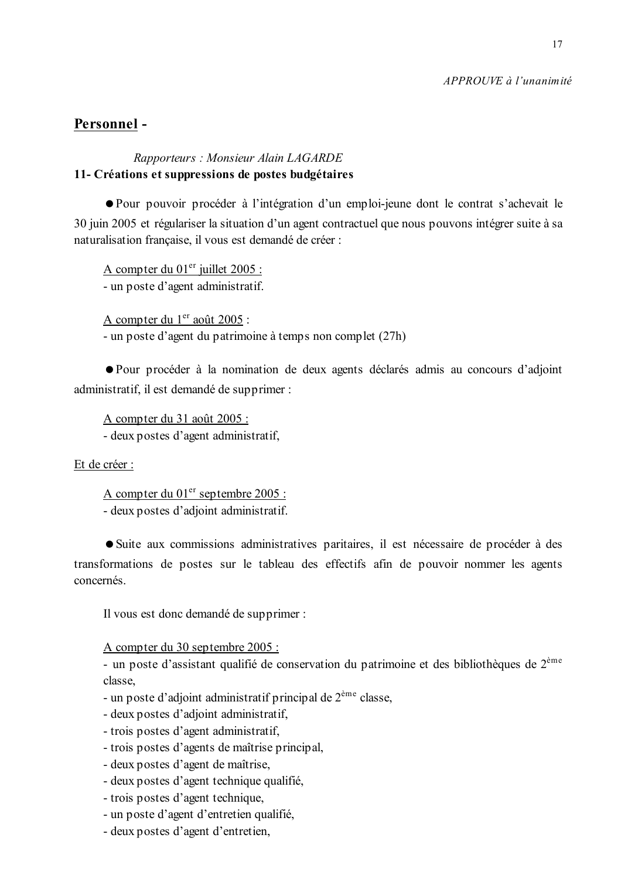*APPROUVE à l'unanimité*

## Personnel -

*Rapporteurs : Monsieur Alain LAGARDE*

**11- Créations et suppressions de postes budgétaires**

● Pour pouvoir procéder à l'intégration d'un emploi-jeune dont le contrat s'achevait le 30 juin 2005 et régulariser la situation d'un agent contractuel que nous pouvons intégrer suite à sa naturalisation française, il vous est demandé de créer :

A compter du 01er juillet 2005 :
- un poste d'agent administratif.

A compter du 1er août 2005 :
- un poste d'agent du patrimoine à temps non complet (27h)

● Pour procéder à la nomination de deux agents déclarés admis au concours d'adjoint administratif, il est demandé de supprimer :

A compter du 31 août 2005 :
- deux postes d'agent administratif,

Et de créer :

A compter du 01er septembre 2005 :
- deux postes d'adjoint administratif.

● Suite aux commissions administratives paritaires, il est nécessaire de procéder à des transformations de postes sur le tableau des effectifs afin de pouvoir nommer les agents concernés.

Il vous est donc demandé de supprimer :

A compter du 30 septembre 2005 :
- un poste d'assistant qualifié de conservation du patrimoine et des bibliothèques de 2ème classe,
- un poste d'adjoint administratif principal de 2ème classe,
- deux postes d'adjoint administratif,
- trois postes d'agent administratif,
- trois postes d'agents de maîtrise principal,
- deux postes d'agent de maîtrise,
- deux postes d'agent technique qualifié,
- trois postes d'agent technique,
- un poste d'agent d'entretien qualifié,
- deux postes d'agent d'entretien,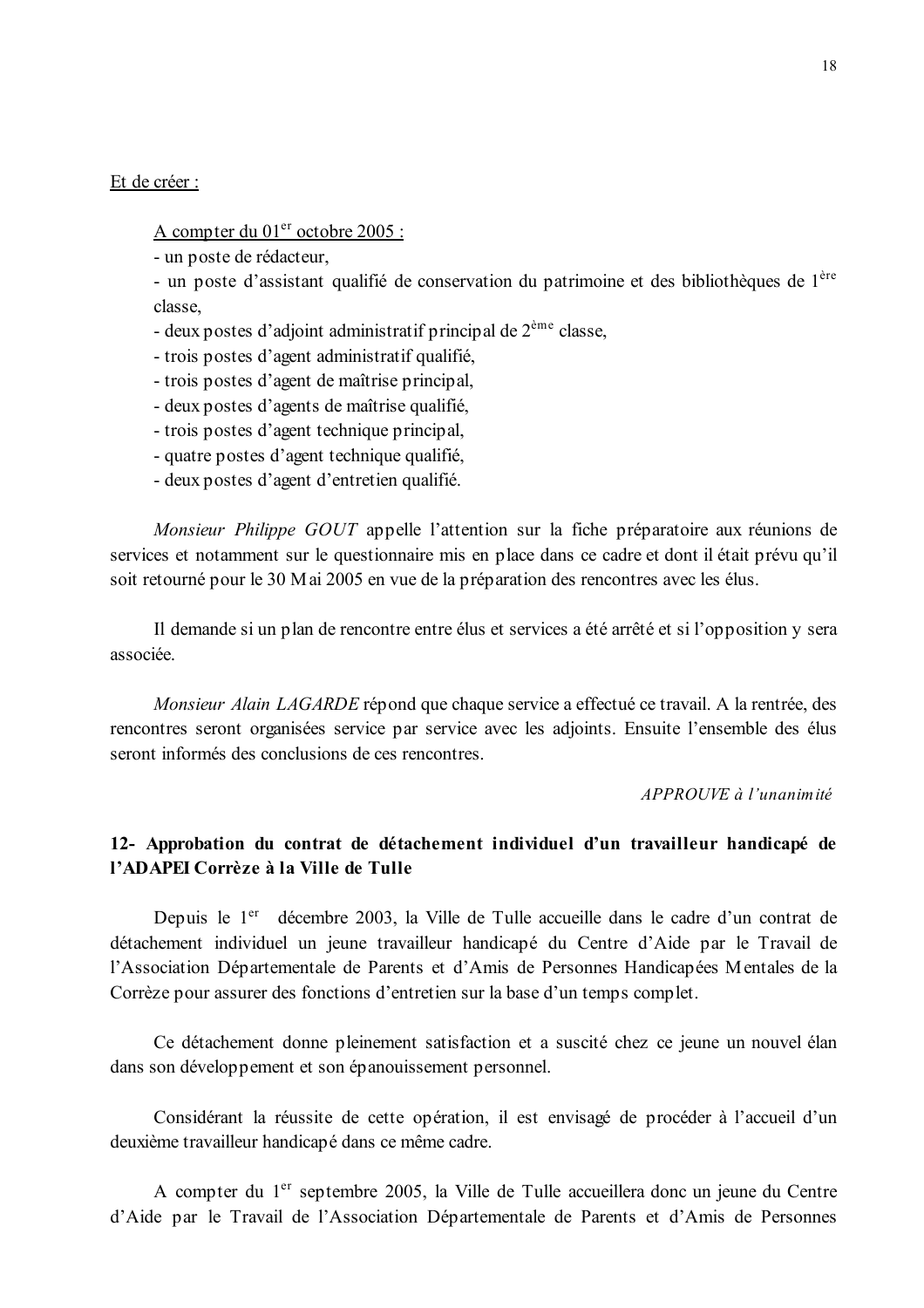Et de créer :

A compter du 01er octobre 2005 :

- un poste de rédacteur,
- un poste d'assistant qualifié de conservation du patrimoine et des bibliothèques de 1ère classe,
- deux postes d'adjoint administratif principal de 2ème classe,
- trois postes d'agent administratif qualifié,
- trois postes d'agent de maîtrise principal,
- deux postes d'agents de maîtrise qualifié,
- trois postes d'agent technique principal,
- quatre postes d'agent technique qualifié,
- deux postes d'agent d'entretien qualifié.

*Monsieur Philippe GOUT* appelle l'attention sur la fiche préparatoire aux réunions de services et notamment sur le questionnaire mis en place dans ce cadre et dont il était prévu qu'il soit retourné pour le 30 Mai 2005 en vue de la préparation des rencontres avec les élus.

Il demande si un plan de rencontre entre élus et services a été arrêté et si l'opposition y sera associée.

*Monsieur Alain LAGARDE* répond que chaque service a effectué ce travail. A la rentrée, des rencontres seront organisées service par service avec les adjoints. Ensuite l'ensemble des élus seront informés des conclusions de ces rencontres.

*APPROUVE à l'unanimité*

## 12- Approbation du contrat de détachement individuel d'un travailleur handicapé de l'ADAPEI Corrèze à la Ville de Tulle

Depuis le 1er décembre 2003, la Ville de Tulle accueille dans le cadre d'un contrat de détachement individuel un jeune travailleur handicapé du Centre d'Aide par le Travail de l'Association Départementale de Parents et d'Amis de Personnes Handicapées Mentales de la Corrèze pour assurer des fonctions d'entretien sur la base d'un temps complet.

Ce détachement donne pleinement satisfaction et a suscité chez ce jeune un nouvel élan dans son développement et son épanouissement personnel.

Considérant la réussite de cette opération, il est envisagé de procéder à l'accueil d'un deuxième travailleur handicapé dans ce même cadre.

A compter du 1er septembre 2005, la Ville de Tulle accueillera donc un jeune du Centre d'Aide par le Travail de l'Association Départementale de Parents et d'Amis de Personnes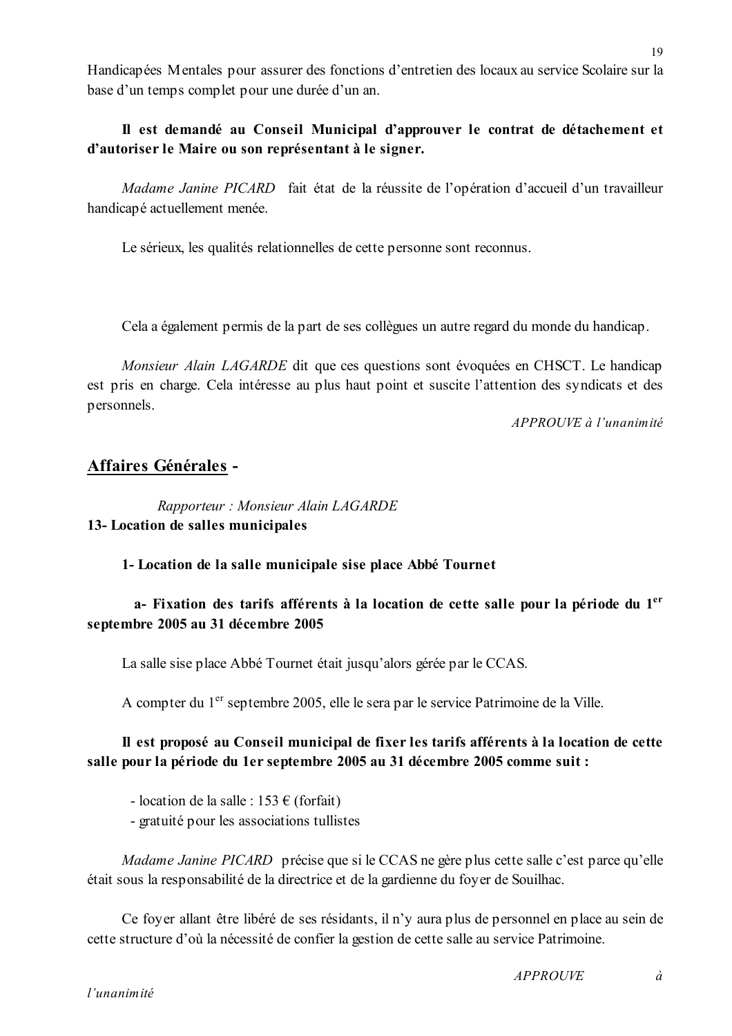Handicapées Mentales pour assurer des fonctions d'entretien des locaux au service Scolaire sur la base d'un temps complet pour une durée d'un an.

**Il est demandé au Conseil Municipal d'approuver le contrat de détachement et d'autoriser le Maire ou son représentant à le signer.**

*Madame Janine PICARD* fait état de la réussite de l'opération d'accueil d'un travailleur handicapé actuellement menée.

Le sérieux, les qualités relationnelles de cette personne sont reconnus.

Cela a également permis de la part de ses collègues un autre regard du monde du handicap.

*Monsieur Alain LAGARDE* dit que ces questions sont évoquées en CHSCT. Le handicap est pris en charge. Cela intéresse au plus haut point et suscite l'attention des syndicats et des personnels.

*APPROUVE à l'unanimité*

## Affaires Générales -

*Rapporteur : Monsieur Alain LAGARDE*

**13- Location de salles municipales**

**1- Location de la salle municipale sise place Abbé Tournet**

**a- Fixation des tarifs afférents à la location de cette salle pour la période du 1er septembre 2005 au 31 décembre 2005**

La salle sise place Abbé Tournet était jusqu'alors gérée par le CCAS.

A compter du 1er septembre 2005, elle le sera par le service Patrimoine de la Ville.

**Il est proposé au Conseil municipal de fixer les tarifs afférents à la location de cette salle pour la période du 1er septembre 2005 au 31 décembre 2005 comme suit :**

- location de la salle : 153 € (forfait)
- gratuité pour les associations tullistes

*Madame Janine PICARD* précise que si le CCAS ne gère plus cette salle c'est parce qu'elle était sous la responsabilité de la directrice et de la gardienne du foyer de Souilhac.

Ce foyer allant être libéré de ses résidants, il n'y aura plus de personnel en place au sein de cette structure d'où la nécessité de confier la gestion de cette salle au service Patrimoine.

*APPROUVE à l'unanimité*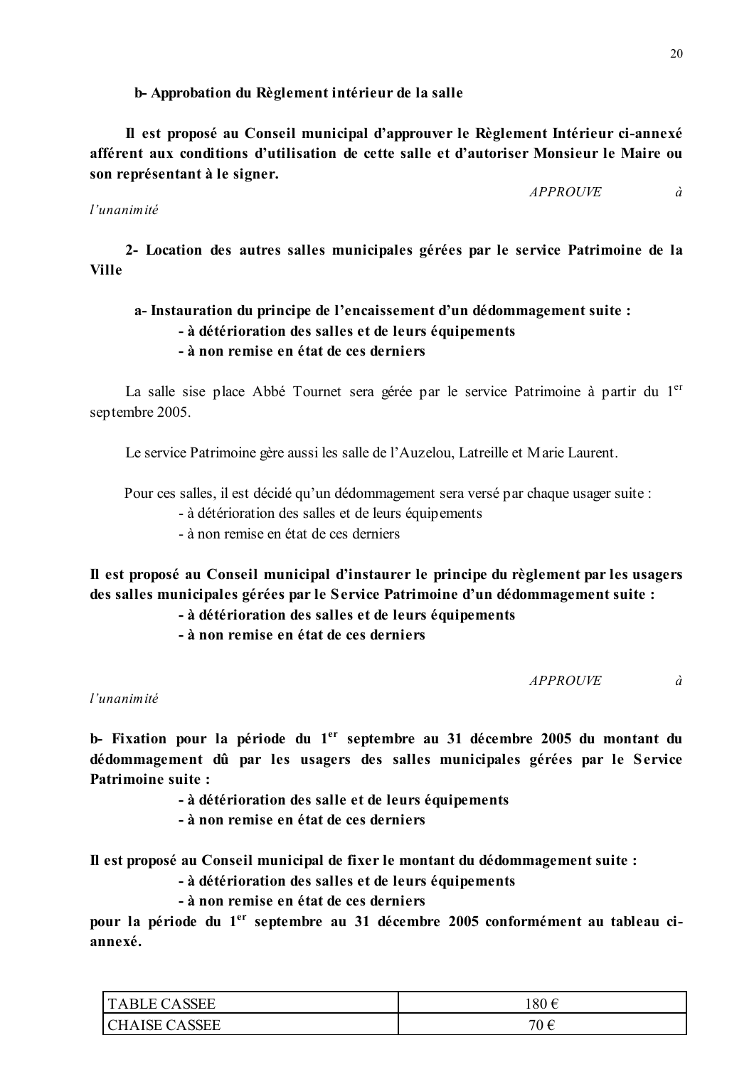**b- Approbation du Règlement intérieur de la salle**

**Il est proposé au Conseil municipal d'approuver le Règlement Intérieur ci-annexé afférent aux conditions d'utilisation de cette salle et d'autoriser Monsieur le Maire ou son représentant à le signer.**

*APPROUVE à l'unanimité*

**2- Location des autres salles municipales gérées par le service Patrimoine de la Ville**

**a- Instauration du principe de l'encaissement d'un dédommagement suite :**
- **à détérioration des salles et de leurs équipements**
- **à non remise en état de ces derniers**

La salle sise place Abbé Tournet sera gérée par le service Patrimoine à partir du 1er septembre 2005.

Le service Patrimoine gère aussi les salle de l'Auzelou, Latreille et Marie Laurent.

Pour ces salles, il est décidé qu'un dédommagement sera versé par chaque usager suite :
- à détérioration des salles et de leurs équipements
- à non remise en état de ces derniers

**Il est proposé au Conseil municipal d'instaurer le principe du règlement par les usagers des salles municipales gérées par le Service Patrimoine d'un dédommagement suite :**
- **à détérioration des salles et de leurs équipements**
- **à non remise en état de ces derniers**

*APPROUVE à l'unanimité*

**b- Fixation pour la période du 1er septembre au 31 décembre 2005 du montant du dédommagement dû par les usagers des salles municipales gérées par le Service Patrimoine suite :**
- **à détérioration des salle et de leurs équipements**
- **à non remise en état de ces derniers**

**Il est proposé au Conseil municipal de fixer le montant du dédommagement suite :**
- **à détérioration des salles et de leurs équipements**
- **à non remise en état de ces derniers**

**pour la période du 1er septembre au 31 décembre 2005 conformément au tableau ci-annexé.**

| | |
|---|---|
| TABLE CASSEE | 180 € |
| CHAISE CASSEE | 70 € |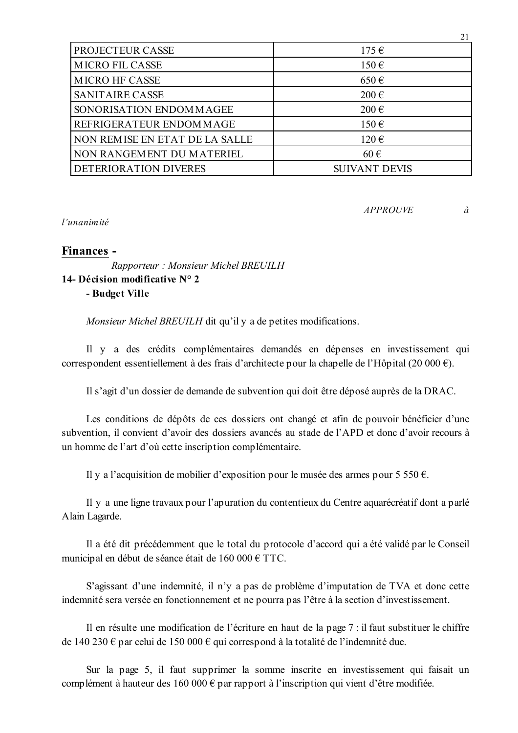| | |
|---|---|
| PROJECTEUR CASSE | 175 € |
| MICRO FIL CASSE | 150 € |
| MICRO HF CASSE | 650 € |
| SANITAIRE CASSE | 200 € |
| SONORISATION ENDOMMAGEE | 200 € |
| REFRIGERATEUR ENDOMMAGE | 150 € |
| NON REMISE EN ETAT DE LA SALLE | 120 € |
| NON RANGEMENT DU MATERIEL | 60 € |
| DETERIORATION DIVERES | SUIVANT DEVIS |

*APPROUVE à l'unanimité*

## Finances -

*Rapporteur : Monsieur Michel BREUILH*

**14- Décision modificative N° 2**

**- Budget Ville**

*Monsieur Michel BREUILH* dit qu'il y a de petites modifications.

Il y a des crédits complémentaires demandés en dépenses en investissement qui correspondent essentiellement à des frais d'architecte pour la chapelle de l'Hôpital (20 000 €).

Il s'agit d'un dossier de demande de subvention qui doit être déposé auprès de la DRAC.

Les conditions de dépôts de ces dossiers ont changé et afin de pouvoir bénéficier d'une subvention, il convient d'avoir des dossiers avancés au stade de l'APD et donc d'avoir recours à un homme de l'art d'où cette inscription complémentaire.

Il y a l'acquisition de mobilier d'exposition pour le musée des armes pour 5 550 €.

Il y a une ligne travaux pour l'apuration du contentieux du Centre aquarécréatif dont a parlé Alain Lagarde.

Il a été dit précédemment que le total du protocole d'accord qui a été validé par le Conseil municipal en début de séance était de 160 000 € TTC.

S'agissant d'une indemnité, il n'y a pas de problème d'imputation de TVA et donc cette indemnité sera versée en fonctionnement et ne pourra pas l'être à la section d'investissement.

Il en résulte une modification de l'écriture en haut de la page 7 : il faut substituer le chiffre de 140 230 € par celui de 150 000 € qui correspond à la totalité de l'indemnité due.

Sur la page 5, il faut supprimer la somme inscrite en investissement qui faisait un complément à hauteur des 160 000 € par rapport à l'inscription qui vient d'être modifiée.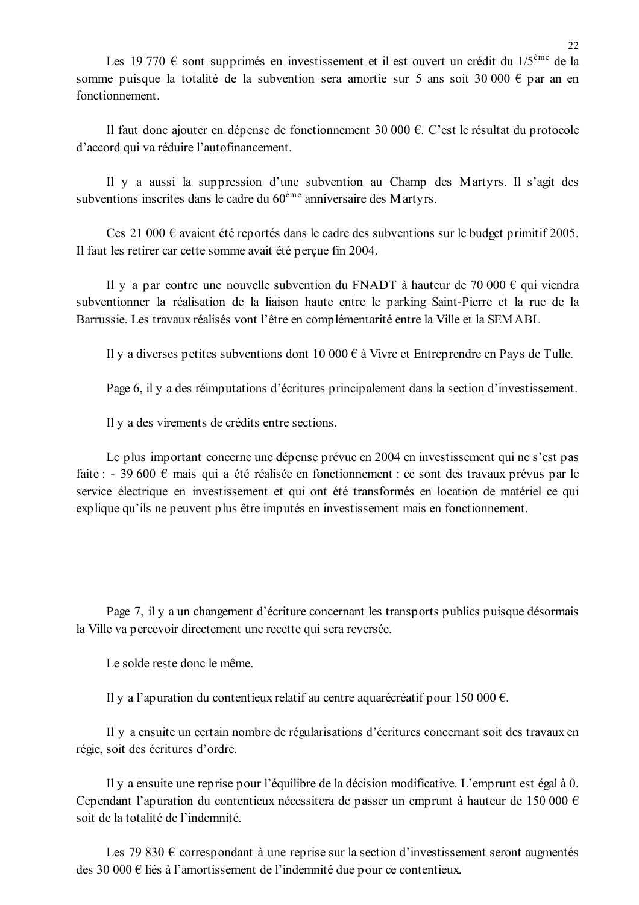Les 19 770 € sont supprimés en investissement et il est ouvert un crédit du 1/5ème de la somme puisque la totalité de la subvention sera amortie sur 5 ans soit 30 000 € par an en fonctionnement.

Il faut donc ajouter en dépense de fonctionnement 30 000 €. C'est le résultat du protocole d'accord qui va réduire l'autofinancement.

Il y a aussi la suppression d'une subvention au Champ des Martyrs. Il s'agit des subventions inscrites dans le cadre du 60ème anniversaire des Martyrs.

Ces 21 000 € avaient été reportés dans le cadre des subventions sur le budget primitif 2005. Il faut les retirer car cette somme avait été perçue fin 2004.

Il y a par contre une nouvelle subvention du FNADT à hauteur de 70 000 € qui viendra subventionner la réalisation de la liaison haute entre le parking Saint-Pierre et la rue de la Barrussie. Les travaux réalisés vont l'être en complémentarité entre la Ville et la SEMABL

Il y a diverses petites subventions dont 10 000 € à Vivre et Entreprendre en Pays de Tulle.

Page 6, il y a des réimputations d'écritures principalement dans la section d'investissement.

Il y a des virements de crédits entre sections.

Le plus important concerne une dépense prévue en 2004 en investissement qui ne s'est pas faite : - 39 600 € mais qui a été réalisée en fonctionnement : ce sont des travaux prévus par le service électrique en investissement et qui ont été transformés en location de matériel ce qui explique qu'ils ne peuvent plus être imputés en investissement mais en fonctionnement.

Page 7, il y a un changement d'écriture concernant les transports publics puisque désormais la Ville va percevoir directement une recette qui sera reversée.

Le solde reste donc le même.

Il y a l'apuration du contentieux relatif au centre aquarécréatif pour 150 000 €.

Il y a ensuite un certain nombre de régularisations d'écritures concernant soit des travaux en régie, soit des écritures d'ordre.

Il y a ensuite une reprise pour l'équilibre de la décision modificative. L'emprunt est égal à 0. Cependant l'apuration du contentieux nécessitera de passer un emprunt à hauteur de 150 000 € soit de la totalité de l'indemnité.

Les 79 830 € correspondant à une reprise sur la section d'investissement seront augmentés des 30 000 € liés à l'amortissement de l'indemnité due pour ce contentieux.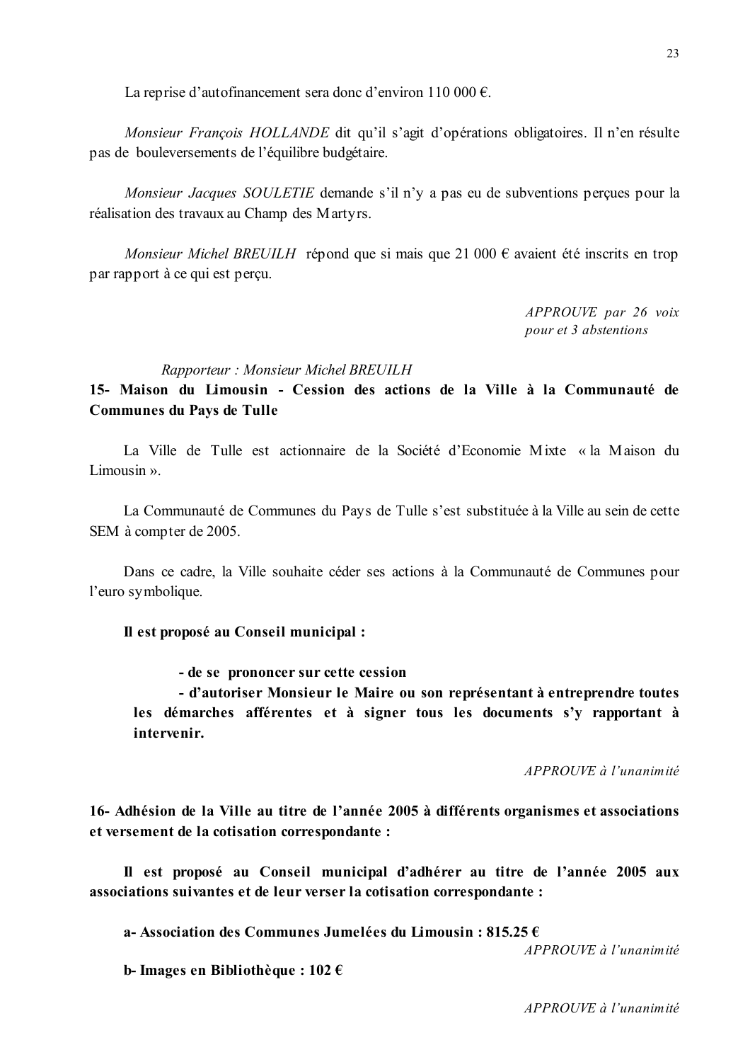La reprise d'autofinancement sera donc d'environ 110 000 €.

*Monsieur François HOLLANDE* dit qu'il s'agit d'opérations obligatoires. Il n'en résulte pas de bouleversements de l'équilibre budgétaire.

*Monsieur Jacques SOULETIE* demande s'il n'y a pas eu de subventions perçues pour la réalisation des travaux au Champ des Martyrs.

*Monsieur Michel BREUILH* répond que si mais que 21 000 € avaient été inscrits en trop par rapport à ce qui est perçu.

*APPROUVE par 26 voix pour et 3 abstentions*

*Rapporteur : Monsieur Michel BREUILH*

**15- Maison du Limousin - Cession des actions de la Ville à la Communauté de Communes du Pays de Tulle**

La Ville de Tulle est actionnaire de la Société d'Economie Mixte « la Maison du Limousin ».

La Communauté de Communes du Pays de Tulle s'est substituée à la Ville au sein de cette SEM à compter de 2005.

Dans ce cadre, la Ville souhaite céder ses actions à la Communauté de Communes pour l'euro symbolique.

**Il est proposé au Conseil municipal :**

**- de se prononcer sur cette cession**
**- d'autoriser Monsieur le Maire ou son représentant à entreprendre toutes les démarches afférentes et à signer tous les documents s'y rapportant à intervenir.**

*APPROUVE à l'unanimité*

**16- Adhésion de la Ville au titre de l'année 2005 à différents organismes et associations et versement de la cotisation correspondante :**

**Il est proposé au Conseil municipal d'adhérer au titre de l'année 2005 aux associations suivantes et de leur verser la cotisation correspondante :**

**a- Association des Communes Jumelées du Limousin : 815.25 €**

*APPROUVE à l'unanimité*

**b- Images en Bibliothèque : 102 €**

*APPROUVE à l'unanimité*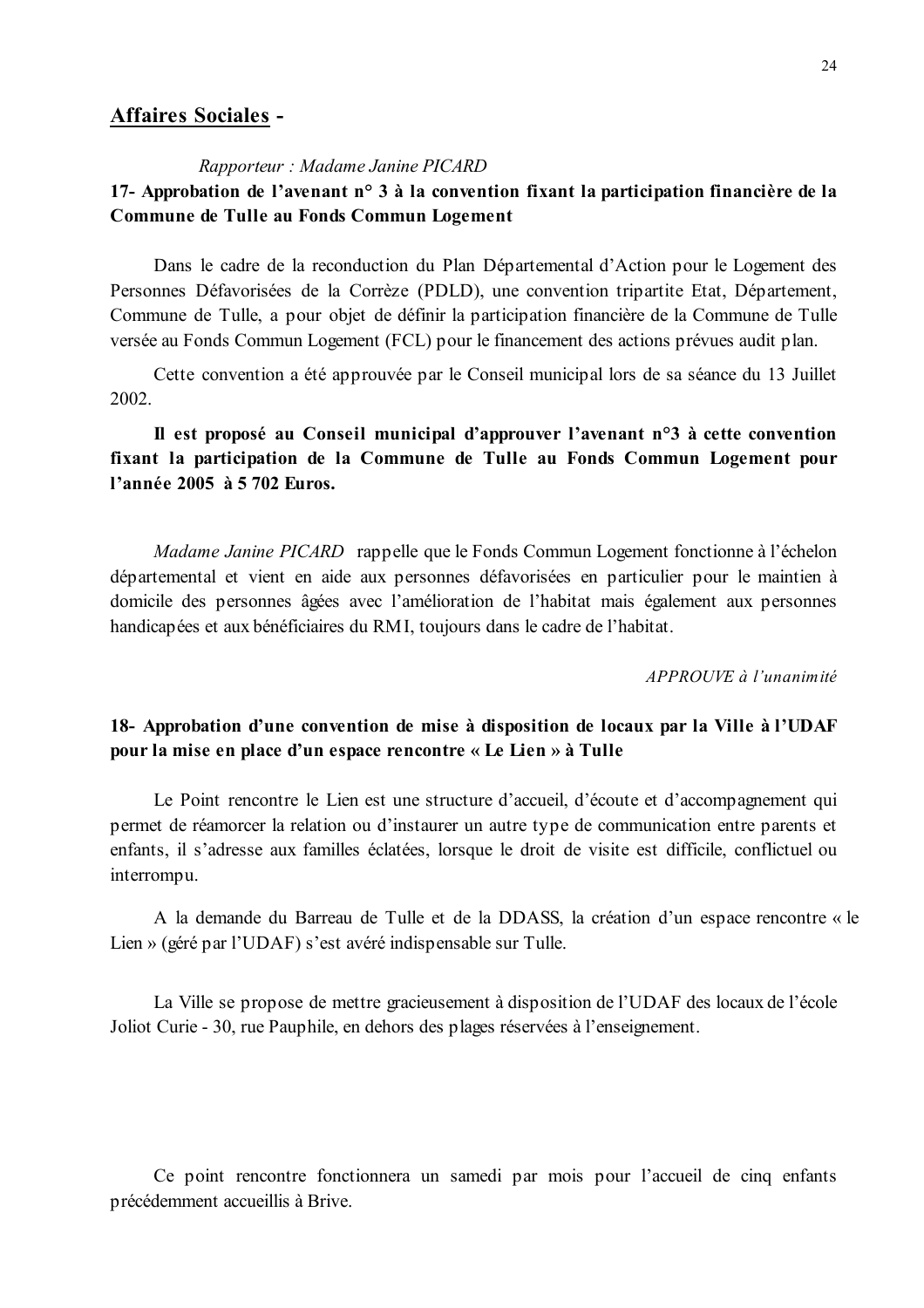## Affaires Sociales -

*Rapporteur : Madame Janine PICARD*

**17- Approbation de l'avenant n° 3 à la convention fixant la participation financière de la Commune de Tulle au Fonds Commun Logement**

Dans le cadre de la reconduction du Plan Départemental d'Action pour le Logement des Personnes Défavorisées de la Corrèze (PDLD), une convention tripartite Etat, Département, Commune de Tulle, a pour objet de définir la participation financière de la Commune de Tulle versée au Fonds Commun Logement (FCL) pour le financement des actions prévues audit plan.

Cette convention a été approuvée par le Conseil municipal lors de sa séance du 13 Juillet 2002.

**Il est proposé au Conseil municipal d'approuver l'avenant n°3 à cette convention fixant la participation de la Commune de Tulle au Fonds Commun Logement pour l'année 2005 à 5 702 Euros.**

*Madame Janine PICARD* rappelle que le Fonds Commun Logement fonctionne à l'échelon départemental et vient en aide aux personnes défavorisées en particulier pour le maintien à domicile des personnes âgées avec l'amélioration de l'habitat mais également aux personnes handicapées et aux bénéficiaires du RMI, toujours dans le cadre de l'habitat.

*APPROUVE à l'unanimité*

**18- Approbation d'une convention de mise à disposition de locaux par la Ville à l'UDAF pour la mise en place d'un espace rencontre « Le Lien » à Tulle**

Le Point rencontre le Lien est une structure d'accueil, d'écoute et d'accompagnement qui permet de réamorcer la relation ou d'instaurer un autre type de communication entre parents et enfants, il s'adresse aux familles éclatées, lorsque le droit de visite est difficile, conflictuel ou interrompu.

A la demande du Barreau de Tulle et de la DDASS, la création d'un espace rencontre « le Lien » (géré par l'UDAF) s'est avéré indispensable sur Tulle.

La Ville se propose de mettre gracieusement à disposition de l'UDAF des locaux de l'école Joliot Curie - 30, rue Pauphile, en dehors des plages réservées à l'enseignement.

Ce point rencontre fonctionnera un samedi par mois pour l'accueil de cinq enfants précédemment accueillis à Brive.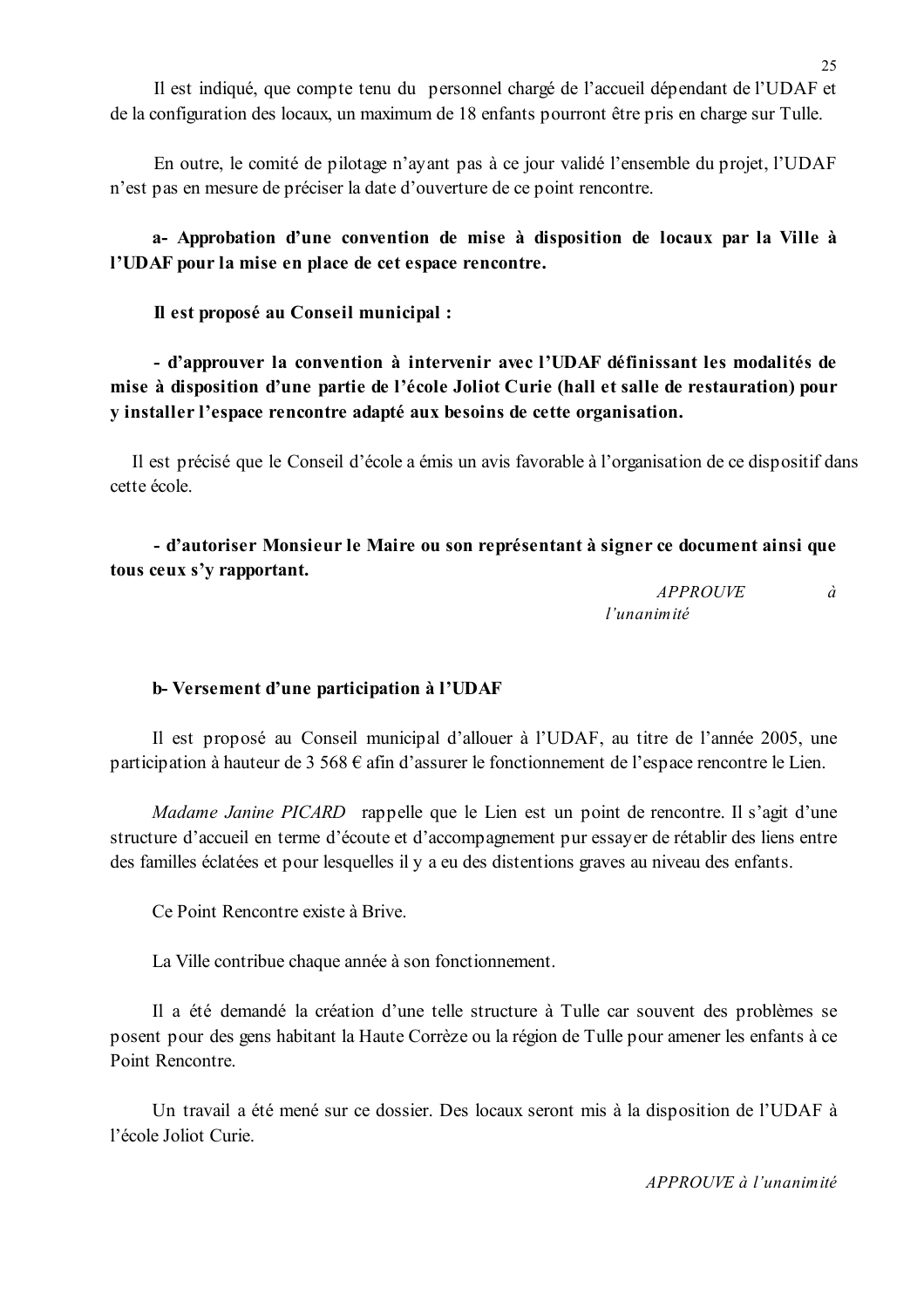Il est indiqué, que compte tenu du personnel chargé de l'accueil dépendant de l'UDAF et de la configuration des locaux, un maximum de 18 enfants pourront être pris en charge sur Tulle.

En outre, le comité de pilotage n'ayant pas à ce jour validé l'ensemble du projet, l'UDAF n'est pas en mesure de préciser la date d'ouverture de ce point rencontre.

**a- Approbation d'une convention de mise à disposition de locaux par la Ville à l'UDAF pour la mise en place de cet espace rencontre.**

**Il est proposé au Conseil municipal :**

**- d'approuver la convention à intervenir avec l'UDAF définissant les modalités de mise à disposition d'une partie de l'école Joliot Curie (hall et salle de restauration) pour y installer l'espace rencontre adapté aux besoins de cette organisation.**

Il est précisé que le Conseil d'école a émis un avis favorable à l'organisation de ce dispositif dans cette école.

**- d'autoriser Monsieur le Maire ou son représentant à signer ce document ainsi que tous ceux s'y rapportant.**

*APPROUVE à l'unanimité*

**b- Versement d'une participation à l'UDAF**

Il est proposé au Conseil municipal d'allouer à l'UDAF, au titre de l'année 2005, une participation à hauteur de 3 568 € afin d'assurer le fonctionnement de l'espace rencontre le Lien.

*Madame Janine PICARD* rappelle que le Lien est un point de rencontre. Il s'agit d'une structure d'accueil en terme d'écoute et d'accompagnement pur essayer de rétablir des liens entre des familles éclatées et pour lesquelles il y a eu des distentions graves au niveau des enfants.

Ce Point Rencontre existe à Brive.

La Ville contribue chaque année à son fonctionnement.

Il a été demandé la création d'une telle structure à Tulle car souvent des problèmes se posent pour des gens habitant la Haute Corrèze ou la région de Tulle pour amener les enfants à ce Point Rencontre.

Un travail a été mené sur ce dossier. Des locaux seront mis à la disposition de l'UDAF à l'école Joliot Curie.

*APPROUVE à l'unanimité*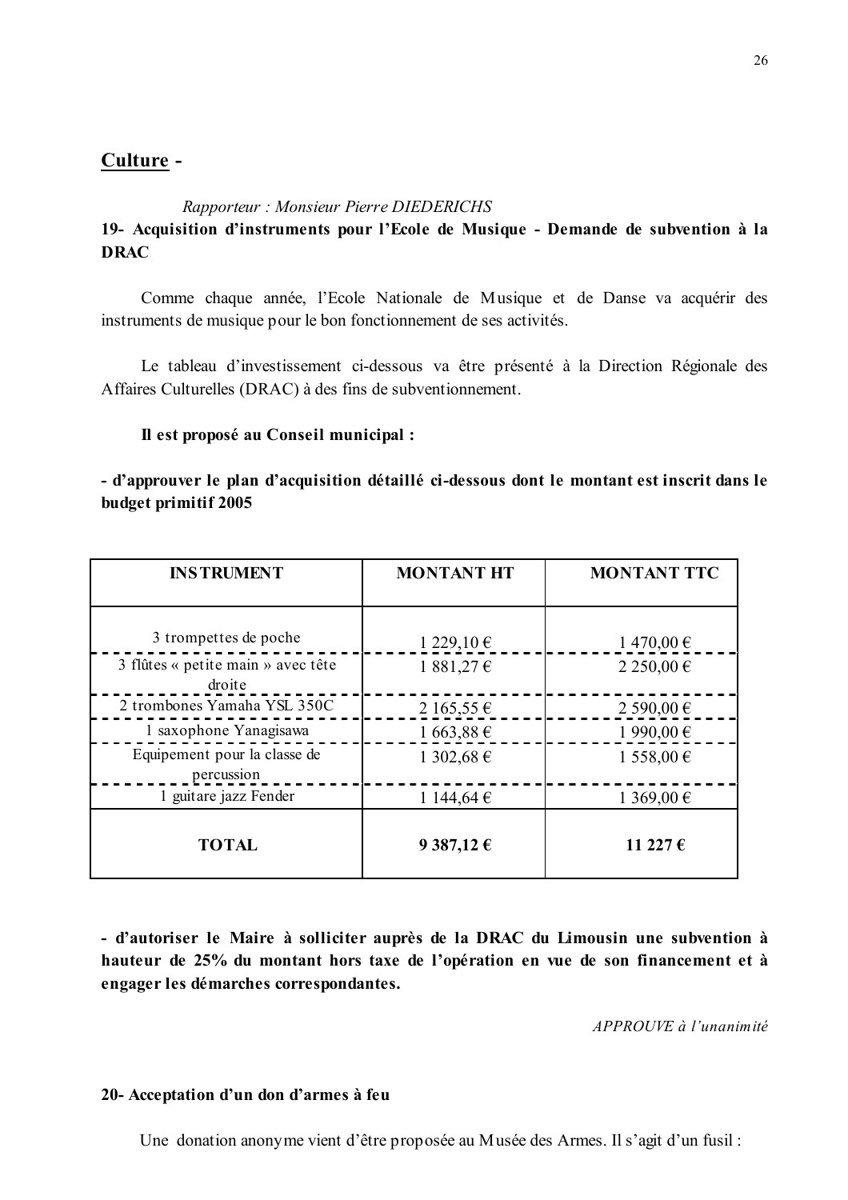## Culture -

*Rapporteur : Monsieur Pierre DIEDERICHS*

### 19- Acquisition d'instruments pour l'Ecole de Musique - Demande de subvention à la DRAC

Comme chaque année, l'Ecole Nationale de Musique et de Danse va acquérir des instruments de musique pour le bon fonctionnement de ses activités.

Le tableau d'investissement ci-dessous va être présenté à la Direction Régionale des Affaires Culturelles (DRAC) à des fins de subventionnement.

**Il est proposé au Conseil municipal :**

**- d'approuver le plan d'acquisition détaillé ci-dessous dont le montant est inscrit dans le budget primitif 2005**

| INSTRUMENT | MONTANT HT | MONTANT TTC |
|---|---|---|
| 3 trompettes de poche | 1 229,10 € | 1 470,00 € |
| 3 flûtes « petite main » avec tête droite | 1 881,27 € | 2 250,00 € |
| 2 trombones Yamaha YSL 350C | 2 165,55 € | 2 590,00 € |
| 1 saxophone Yanagisawa | 1 663,88 € | 1 990,00 € |
| Equipement pour la classe de percussion | 1 302,68 € | 1 558,00 € |
| 1 guitare jazz Fender | 1 144,64 € | 1 369,00 € |
| **TOTAL** | **9 387,12 €** | **11 227 €** |

**- d'autoriser le Maire à solliciter auprès de la DRAC du Limousin une subvention à hauteur de 25% du montant hors taxe de l'opération en vue de son financement et à engager les démarches correspondantes.**

*APPROUVE à l'unanimité*

### 20- Acceptation d'un don d'armes à feu

Une donation anonyme vient d'être proposée au Musée des Armes. Il s'agit d'un fusil :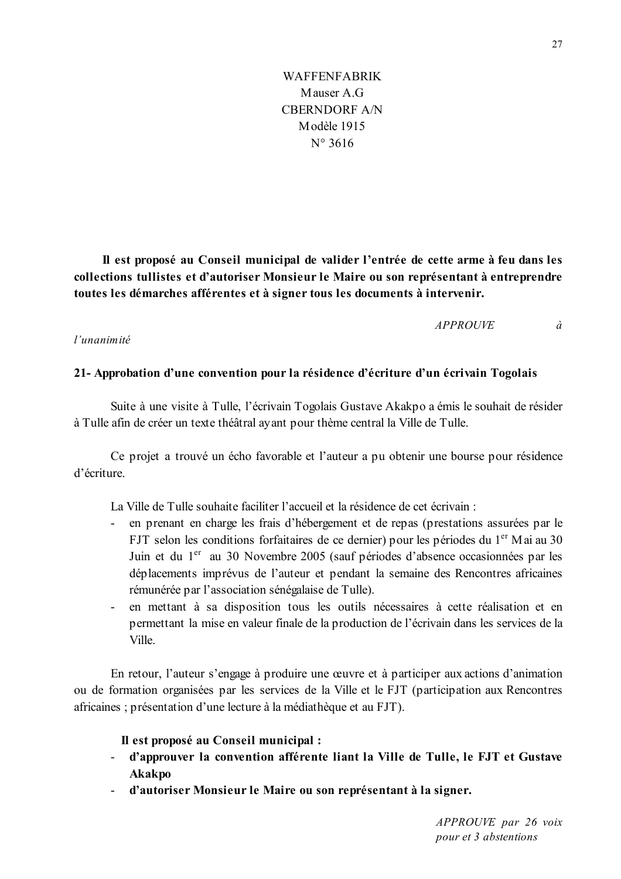WAFFENFABRIK
Mauser A.G
CBERNDORF A/N
Modèle 1915
N° 3616

**Il est proposé au Conseil municipal de valider l'entrée de cette arme à feu dans les collections tullistes et d'autoriser Monsieur le Maire ou son représentant à entreprendre toutes les démarches afférentes et à signer tous les documents à intervenir.**

*APPROUVE à l'unanimité*

## 21- Approbation d'une convention pour la résidence d'écriture d'un écrivain Togolais

Suite à une visite à Tulle, l'écrivain Togolais Gustave Akakpo a émis le souhait de résider à Tulle afin de créer un texte théâtral ayant pour thème central la Ville de Tulle.

Ce projet a trouvé un écho favorable et l'auteur a pu obtenir une bourse pour résidence d'écriture.

La Ville de Tulle souhaite faciliter l'accueil et la résidence de cet écrivain :

- en prenant en charge les frais d'hébergement et de repas (prestations assurées par le FJT selon les conditions forfaitaires de ce dernier) pour les périodes du 1er Mai au 30 Juin et du 1er au 30 Novembre 2005 (sauf périodes d'absence occasionnées par les déplacements imprévus de l'auteur et pendant la semaine des Rencontres africaines rémunérée par l'association sénégalaise de Tulle).
- en mettant à sa disposition tous les outils nécessaires à cette réalisation et en permettant la mise en valeur finale de la production de l'écrivain dans les services de la Ville.

En retour, l'auteur s'engage à produire une œuvre et à participer aux actions d'animation ou de formation organisées par les services de la Ville et le FJT (participation aux Rencontres africaines ; présentation d'une lecture à la médiathèque et au FJT).

**Il est proposé au Conseil municipal :**

- **d'approuver la convention afférente liant la Ville de Tulle, le FJT et Gustave Akakpo**
- **d'autoriser Monsieur le Maire ou son représentant à la signer.**

*APPROUVE par 26 voix pour et 3 abstentions*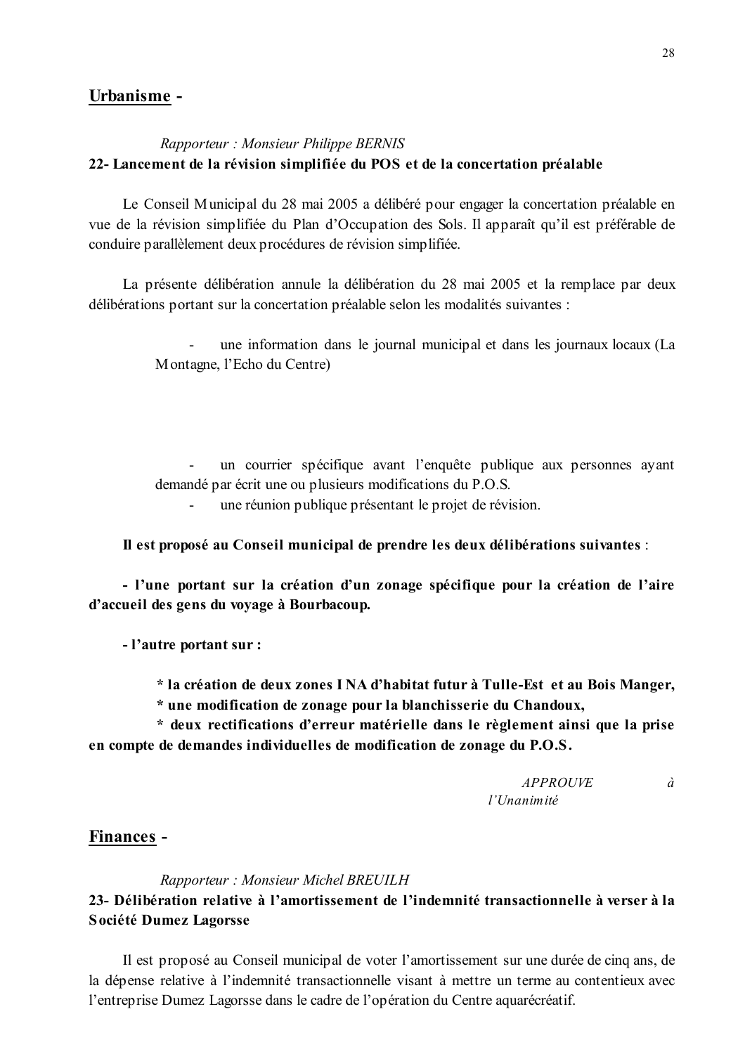## Urbanisme -

*Rapporteur : Monsieur Philippe BERNIS*

**22- Lancement de la révision simplifiée du POS et de la concertation préalable**

Le Conseil Municipal du 28 mai 2005 a délibéré pour engager la concertation préalable en vue de la révision simplifiée du Plan d'Occupation des Sols. Il apparaît qu'il est préférable de conduire parallèlement deux procédures de révision simplifiée.

La présente délibération annule la délibération du 28 mai 2005 et la remplace par deux délibérations portant sur la concertation préalable selon les modalités suivantes :

- une information dans le journal municipal et dans les journaux locaux (La Montagne, l'Echo du Centre)

- un courrier spécifique avant l'enquête publique aux personnes ayant demandé par écrit une ou plusieurs modifications du P.O.S.
- une réunion publique présentant le projet de révision.

**Il est proposé au Conseil municipal de prendre les deux délibérations suivantes** :

**- l'une portant sur la création d'un zonage spécifique pour la création de l'aire d'accueil des gens du voyage à Bourbacoup.**

**- l'autre portant sur :**

**\* la création de deux zones I NA d'habitat futur à Tulle-Est et au Bois Manger,**

**\* une modification de zonage pour la blanchisserie du Chandoux,**

**\* deux rectifications d'erreur matérielle dans le règlement ainsi que la prise en compte de demandes individuelles de modification de zonage du P.O.S.**

*APPROUVE à l'Unanimité*

## Finances -

*Rapporteur : Monsieur Michel BREUILH*

**23- Délibération relative à l'amortissement de l'indemnité transactionnelle à verser à la Société Dumez Lagorsse**

Il est proposé au Conseil municipal de voter l'amortissement sur une durée de cinq ans, de la dépense relative à l'indemnité transactionnelle visant à mettre un terme au contentieux avec l'entreprise Dumez Lagorsse dans le cadre de l'opération du Centre aquarécréatif.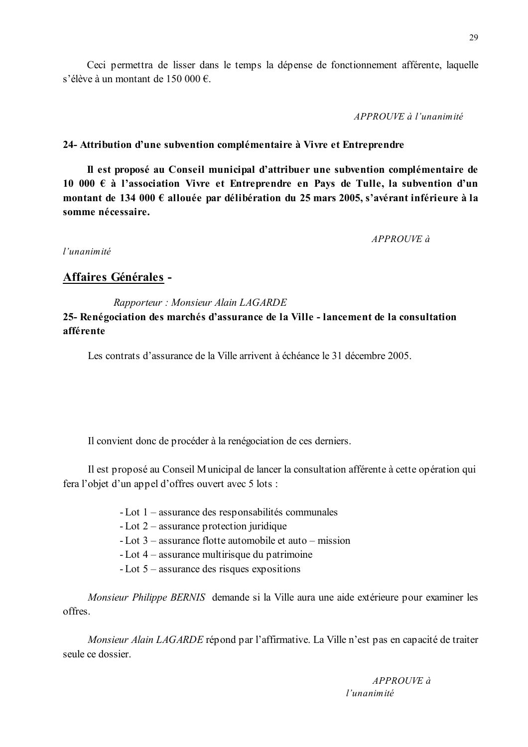Ceci permettra de lisser dans le temps la dépense de fonctionnement afférente, laquelle s'élève à un montant de 150 000 €.

*APPROUVE à l'unanimité*

**24- Attribution d'une subvention complémentaire à Vivre et Entreprendre**

**Il est proposé au Conseil municipal d'attribuer une subvention complémentaire de 10 000 € à l'association Vivre et Entreprendre en Pays de Tulle, la subvention d'un montant de 134 000 € allouée par délibération du 25 mars 2005, s'avérant inférieure à la somme nécessaire.**

*APPROUVE à l'unanimité*

## Affaires Générales -

*Rapporteur : Monsieur Alain LAGARDE*

**25- Renégociation des marchés d'assurance de la Ville - lancement de la consultation afférente**

Les contrats d'assurance de la Ville arrivent à échéance le 31 décembre 2005.

Il convient donc de procéder à la renégociation de ces derniers.

Il est proposé au Conseil Municipal de lancer la consultation afférente à cette opération qui fera l'objet d'un appel d'offres ouvert avec 5 lots :

- Lot 1 – assurance des responsabilités communales
- Lot 2 – assurance protection juridique
- Lot 3 – assurance flotte automobile et auto – mission
- Lot 4 – assurance multirisque du patrimoine
- Lot 5 – assurance des risques expositions

*Monsieur Philippe BERNIS* demande si la Ville aura une aide extérieure pour examiner les offres.

*Monsieur Alain LAGARDE* répond par l'affirmative. La Ville n'est pas en capacité de traiter seule ce dossier.

*APPROUVE à l'unanimité*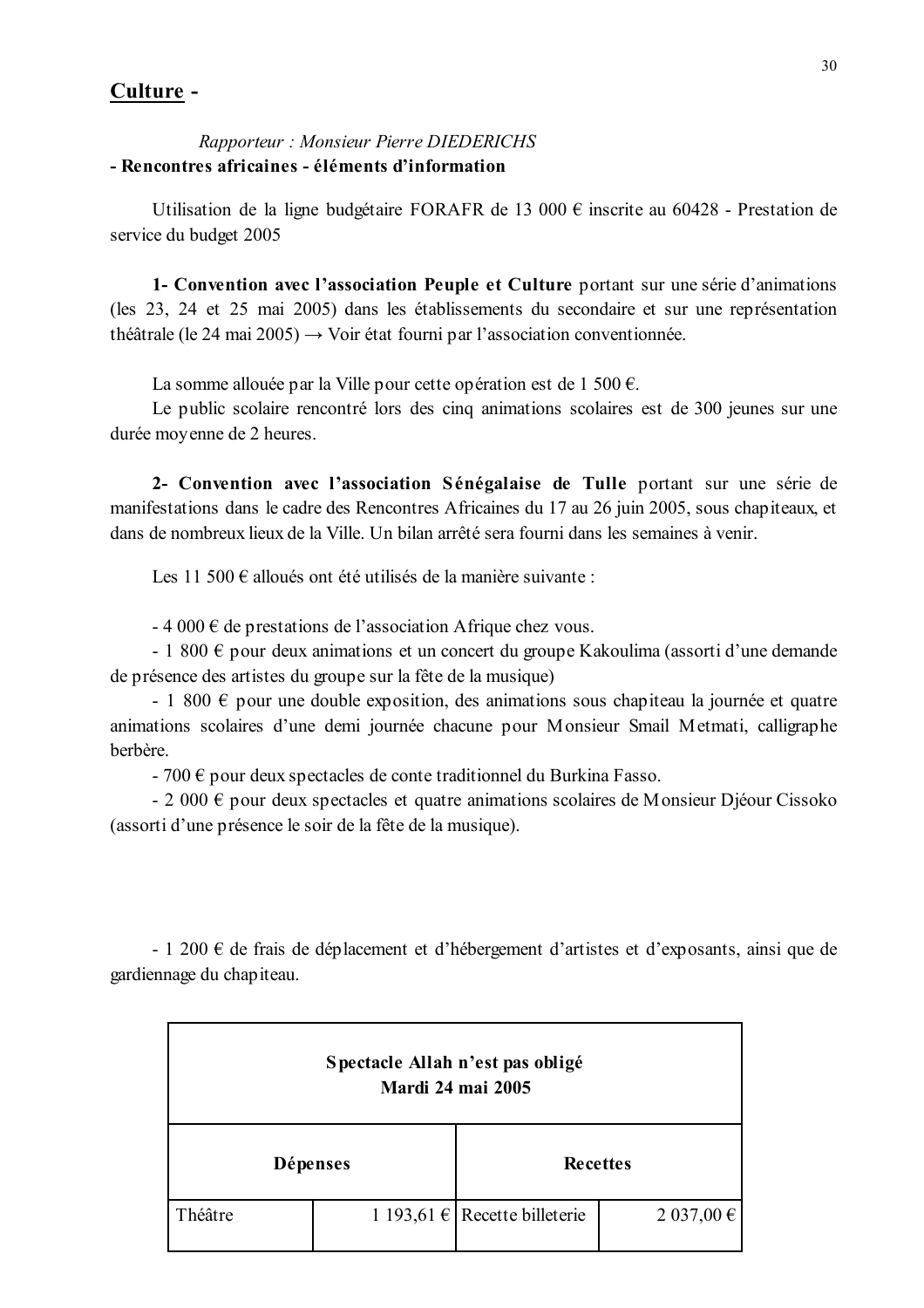## **Culture** -

*Rapporteur : Monsieur Pierre DIEDERICHS*

**- Rencontres africaines - éléments d'information**

Utilisation de la ligne budgétaire FORAFR de 13 000 € inscrite au 60428 - Prestation de service du budget 2005

**1- Convention avec l'association Peuple et Culture** portant sur une série d'animations (les 23, 24 et 25 mai 2005) dans les établissements du secondaire et sur une représentation théâtrale (le 24 mai 2005) → Voir état fourni par l'association conventionnée.

La somme allouée par la Ville pour cette opération est de 1 500 €.

Le public scolaire rencontré lors des cinq animations scolaires est de 300 jeunes sur une durée moyenne de 2 heures.

**2- Convention avec l'association Sénégalaise de Tulle** portant sur une série de manifestations dans le cadre des Rencontres Africaines du 17 au 26 juin 2005, sous chapiteaux, et dans de nombreux lieux de la Ville. Un bilan arrêté sera fourni dans les semaines à venir.

Les 11 500 € alloués ont été utilisés de la manière suivante :

- 4 000 € de prestations de l'association Afrique chez vous.
- 1 800 € pour deux animations et un concert du groupe Kakoulima (assorti d'une demande de présence des artistes du groupe sur la fête de la musique)
- 1 800 € pour une double exposition, des animations sous chapiteau la journée et quatre animations scolaires d'une demi journée chacune pour Monsieur Smail Metmati, calligraphe berbère.
- 700 € pour deux spectacles de conte traditionnel du Burkina Fasso.
- 2 000 € pour deux spectacles et quatre animations scolaires de Monsieur Djéour Cissoko (assorti d'une présence le soir de la fête de la musique).

- 1 200 € de frais de déplacement et d'hébergement d'artistes et d'exposants, ainsi que de gardiennage du chapiteau.

| **Spectacle Allah n'est pas obligé<br>Mardi 24 mai 2005** | | | |
|---|---|---|---|
| **Dépenses** | | **Recettes** | |
| Théâtre | 1 193,61 € | Recette billeterie | 2 037,00 € |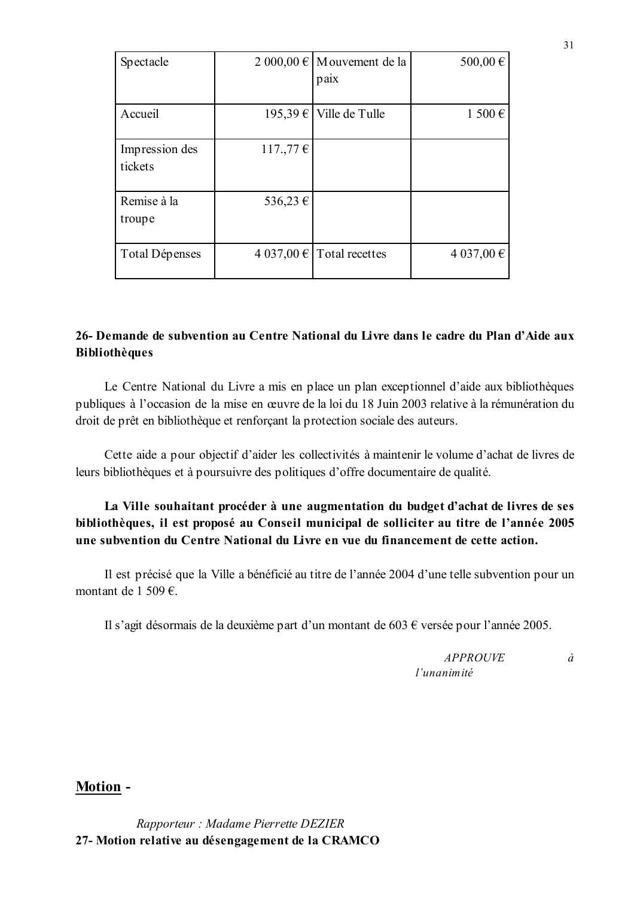| Spectacle | 2 000,00 € | Mouvement de la paix | 500,00 € |
|---|---|---|---|
| Accueil | 195,39 € | Ville de Tulle | 1 500 € |
| Impression des tickets | 117.,77 € | | |
| Remise à la troupe | 536,23 € | | |
| Total Dépenses | 4 037,00 € | Total recettes | 4 037,00 € |

**26- Demande de subvention au Centre National du Livre dans le cadre du Plan d'Aide aux Bibliothèques**

Le Centre National du Livre a mis en place un plan exceptionnel d'aide aux bibliothèques publiques à l'occasion de la mise en œuvre de la loi du 18 Juin 2003 relative à la rémunération du droit de prêt en bibliothèque et renforçant la protection sociale des auteurs.

Cette aide a pour objectif d'aider les collectivités à maintenir le volume d'achat de livres de leurs bibliothèques et à poursuivre des politiques d'offre documentaire de qualité.

**La Ville souhaitant procéder à une augmentation du budget d'achat de livres de ses bibliothèques, il est proposé au Conseil municipal de solliciter au titre de l'année 2005 une subvention du Centre National du Livre en vue du financement de cette action.**

Il est précisé que la Ville a bénéficié au titre de l'année 2004 d'une telle subvention pour un montant de 1 509 €.

Il s'agit désormais de la deuxième part d'un montant de 603 € versée pour l'année 2005.

*APPROUVE à l'unanimité*

## Motion -

*Rapporteur : Madame Pierrette DEZIER*

**27- Motion relative au désengagement de la CRAMCO**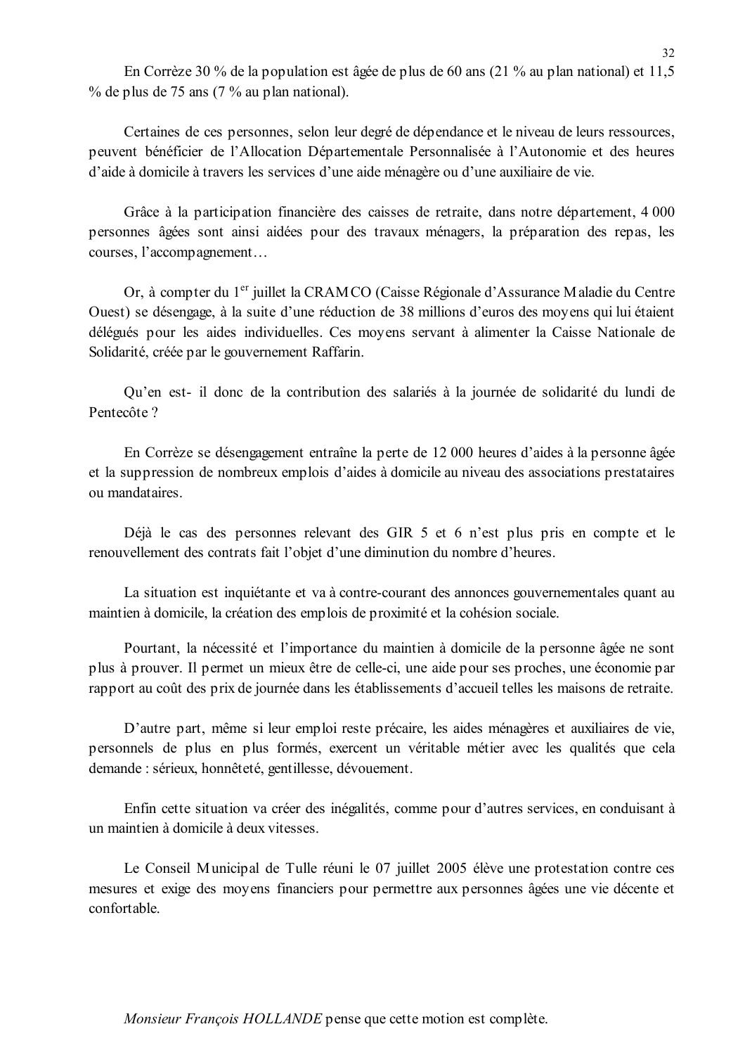En Corrèze 30 % de la population est âgée de plus de 60 ans (21 % au plan national) et 11,5 % de plus de 75 ans (7 % au plan national).

Certaines de ces personnes, selon leur degré de dépendance et le niveau de leurs ressources, peuvent bénéficier de l'Allocation Départementale Personnalisée à l'Autonomie et des heures d'aide à domicile à travers les services d'une aide ménagère ou d'une auxiliaire de vie.

Grâce à la participation financière des caisses de retraite, dans notre département, 4 000 personnes âgées sont ainsi aidées pour des travaux ménagers, la préparation des repas, les courses, l'accompagnement…

Or, à compter du 1er juillet la CRAMCO (Caisse Régionale d'Assurance Maladie du Centre Ouest) se désengage, à la suite d'une réduction de 38 millions d'euros des moyens qui lui étaient délégués pour les aides individuelles. Ces moyens servant à alimenter la Caisse Nationale de Solidarité, créée par le gouvernement Raffarin.

Qu'en est- il donc de la contribution des salariés à la journée de solidarité du lundi de Pentecôte ?

En Corrèze se désengagement entraîne la perte de 12 000 heures d'aides à la personne âgée et la suppression de nombreux emplois d'aides à domicile au niveau des associations prestataires ou mandataires.

Déjà le cas des personnes relevant des GIR 5 et 6 n'est plus pris en compte et le renouvellement des contrats fait l'objet d'une diminution du nombre d'heures.

La situation est inquiétante et va à contre-courant des annonces gouvernementales quant au maintien à domicile, la création des emplois de proximité et la cohésion sociale.

Pourtant, la nécessité et l'importance du maintien à domicile de la personne âgée ne sont plus à prouver. Il permet un mieux être de celle-ci, une aide pour ses proches, une économie par rapport au coût des prix de journée dans les établissements d'accueil telles les maisons de retraite.

D'autre part, même si leur emploi reste précaire, les aides ménagères et auxiliaires de vie, personnels de plus en plus formés, exercent un véritable métier avec les qualités que cela demande : sérieux, honnêteté, gentillesse, dévouement.

Enfin cette situation va créer des inégalités, comme pour d'autres services, en conduisant à un maintien à domicile à deux vitesses.

Le Conseil Municipal de Tulle réuni le 07 juillet 2005 élève une protestation contre ces mesures et exige des moyens financiers pour permettre aux personnes âgées une vie décente et confortable.

*Monsieur François HOLLANDE* pense que cette motion est complète.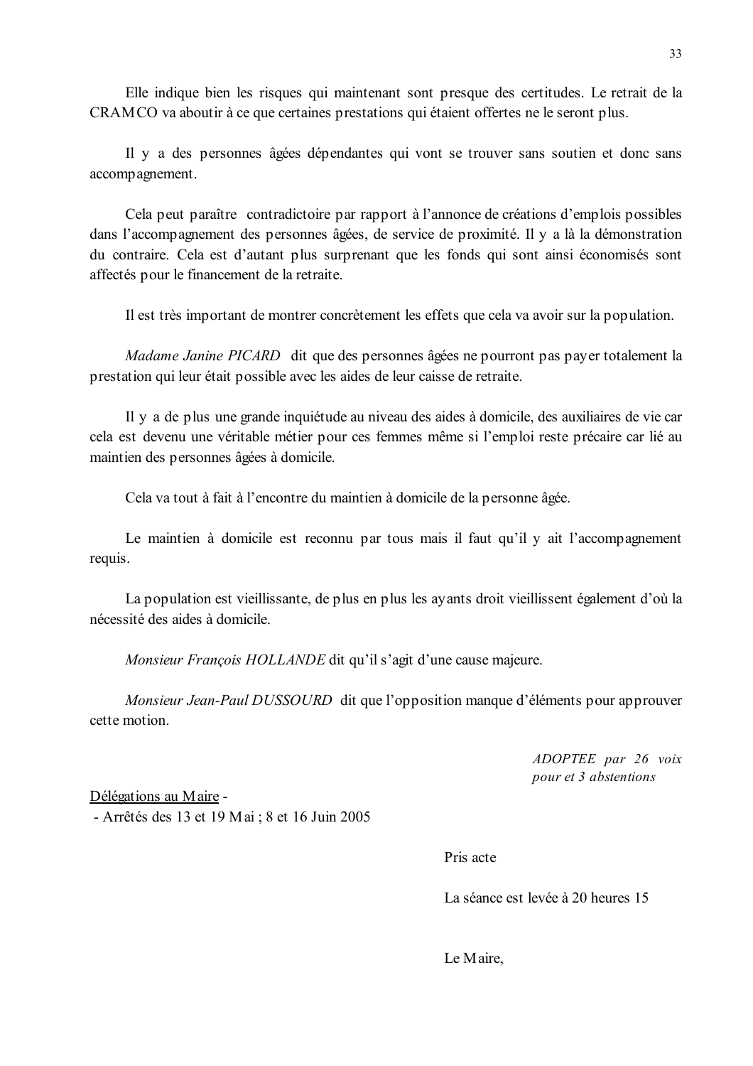Elle indique bien les risques qui maintenant sont presque des certitudes. Le retrait de la CRAMCO va aboutir à ce que certaines prestations qui étaient offertes ne le seront plus.

Il y a des personnes âgées dépendantes qui vont se trouver sans soutien et donc sans accompagnement.

Cela peut paraître contradictoire par rapport à l'annonce de créations d'emplois possibles dans l'accompagnement des personnes âgées, de service de proximité. Il y a là la démonstration du contraire. Cela est d'autant plus surprenant que les fonds qui sont ainsi économisés sont affectés pour le financement de la retraite.

Il est très important de montrer concrètement les effets que cela va avoir sur la population.

*Madame Janine PICARD* dit que des personnes âgées ne pourront pas payer totalement la prestation qui leur était possible avec les aides de leur caisse de retraite.

Il y a de plus une grande inquiétude au niveau des aides à domicile, des auxiliaires de vie car cela est devenu une véritable métier pour ces femmes même si l'emploi reste précaire car lié au maintien des personnes âgées à domicile.

Cela va tout à fait à l'encontre du maintien à domicile de la personne âgée.

Le maintien à domicile est reconnu par tous mais il faut qu'il y ait l'accompagnement requis.

La population est vieillissante, de plus en plus les ayants droit vieillissent également d'où la nécessité des aides à domicile.

*Monsieur François HOLLANDE* dit qu'il s'agit d'une cause majeure.

*Monsieur Jean-Paul DUSSOURD* dit que l'opposition manque d'éléments pour approuver cette motion.

*ADOPTEE par 26 voix pour et 3 abstentions*

Délégations au Maire -
- Arrêtés des 13 et 19 Mai ; 8 et 16 Juin 2005

Pris acte

La séance est levée à 20 heures 15

Le Maire,